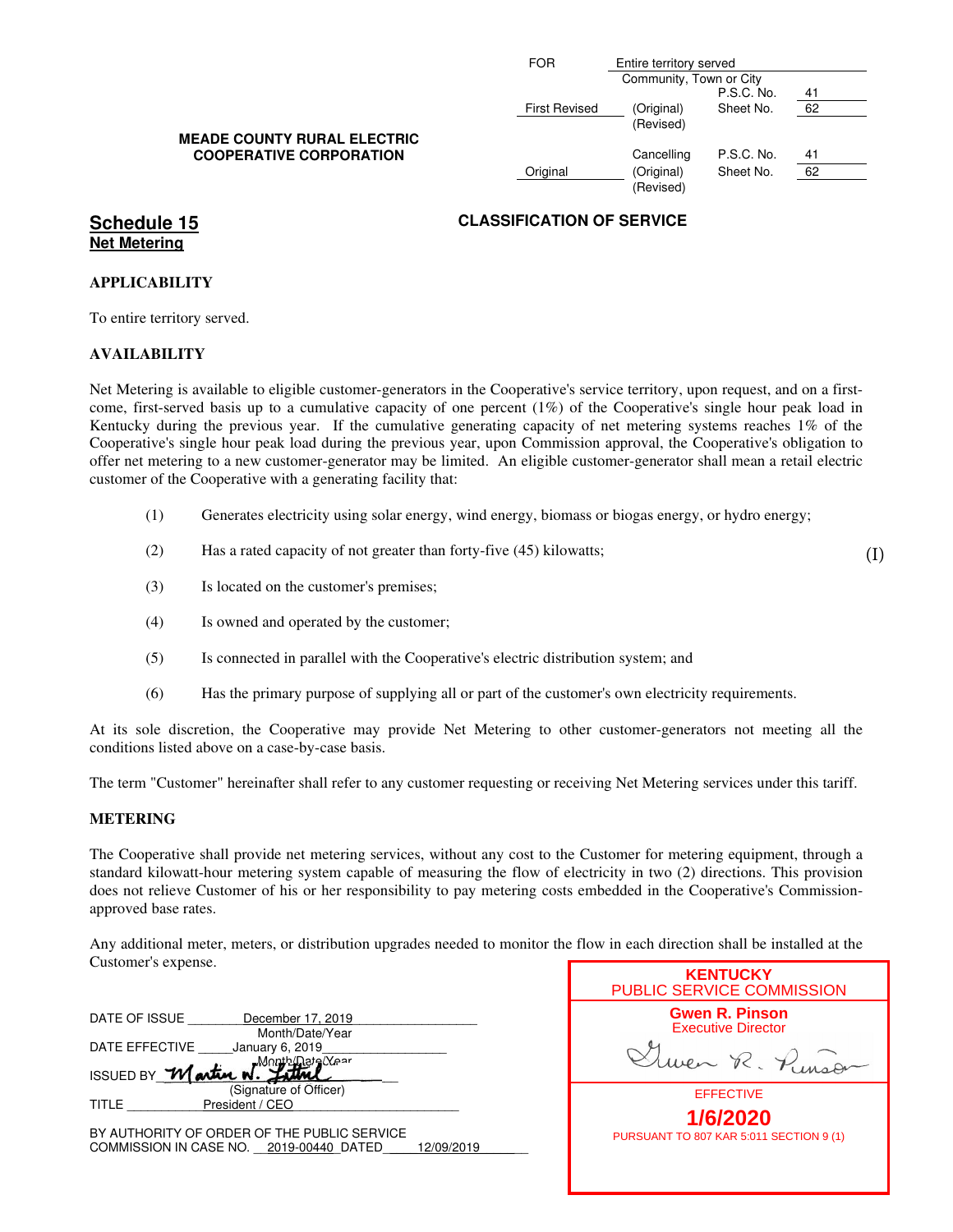| | FOR | Entire territory served | | |
|---|---|---|---|---|
| | | Community, Town or City | | |
| | | | P.S.C. No. | 41 |
| | First Revised | (Original) (Revised) | Sheet No. | 62 |
| **MEADE COUNTY RURAL ELECTRIC COOPERATIVE CORPORATION** | | Cancelling | P.S.C. No. | 41 |
| | Original | (Original) (Revised) | Sheet No. | 62 |

## Schedule 15
### Net Metering

**CLASSIFICATION OF SERVICE**

**APPLICABILITY**

To entire territory served.

**AVAILABILITY**

Net Metering is available to eligible customer-generators in the Cooperative's service territory, upon request, and on a first-come, first-served basis up to a cumulative capacity of one percent (1%) of the Cooperative's single hour peak load in Kentucky during the previous year. If the cumulative generating capacity of net metering systems reaches 1% of the Cooperative's single hour peak load during the previous year, upon Commission approval, the Cooperative's obligation to offer net metering to a new customer-generator may be limited. An eligible customer-generator shall mean a retail electric customer of the Cooperative with a generating facility that:

(1) Generates electricity using solar energy, wind energy, biomass or biogas energy, or hydro energy;

(2) Has a rated capacity of not greater than forty-five (45) kilowatts; (I)

(3) Is located on the customer's premises;

(4) Is owned and operated by the customer;

(5) Is connected in parallel with the Cooperative's electric distribution system; and

(6) Has the primary purpose of supplying all or part of the customer's own electricity requirements.

At its sole discretion, the Cooperative may provide Net Metering to other customer-generators not meeting all the conditions listed above on a case-by-case basis.

The term "Customer" hereinafter shall refer to any customer requesting or receiving Net Metering services under this tariff.

**METERING**

The Cooperative shall provide net metering services, without any cost to the Customer for metering equipment, through a standard kilowatt-hour metering system capable of measuring the flow of electricity in two (2) directions. This provision does not relieve Customer of his or her responsibility to pay metering costs embedded in the Cooperative's Commission-approved base rates.

Any additional meter, meters, or distribution upgrades needed to monitor the flow in each direction shall be installed at the Customer's expense.

DATE OF ISSUE December 17, 2019
Month/Date/Year

DATE EFFECTIVE January 6, 2019
Month/Date/Year

ISSUED BY Martin W. Littrel
(Signature of Officer)

TITLE President / CEO

BY AUTHORITY OF ORDER OF THE PUBLIC SERVICE COMMISSION IN CASE NO. 2019-00440 DATED 12/09/2019

KENTUCKY PUBLIC SERVICE COMMISSION
Gwen R. Pinson
Executive Director

EFFECTIVE
1/6/2020
PURSUANT TO 807 KAR 5:011 SECTION 9 (1)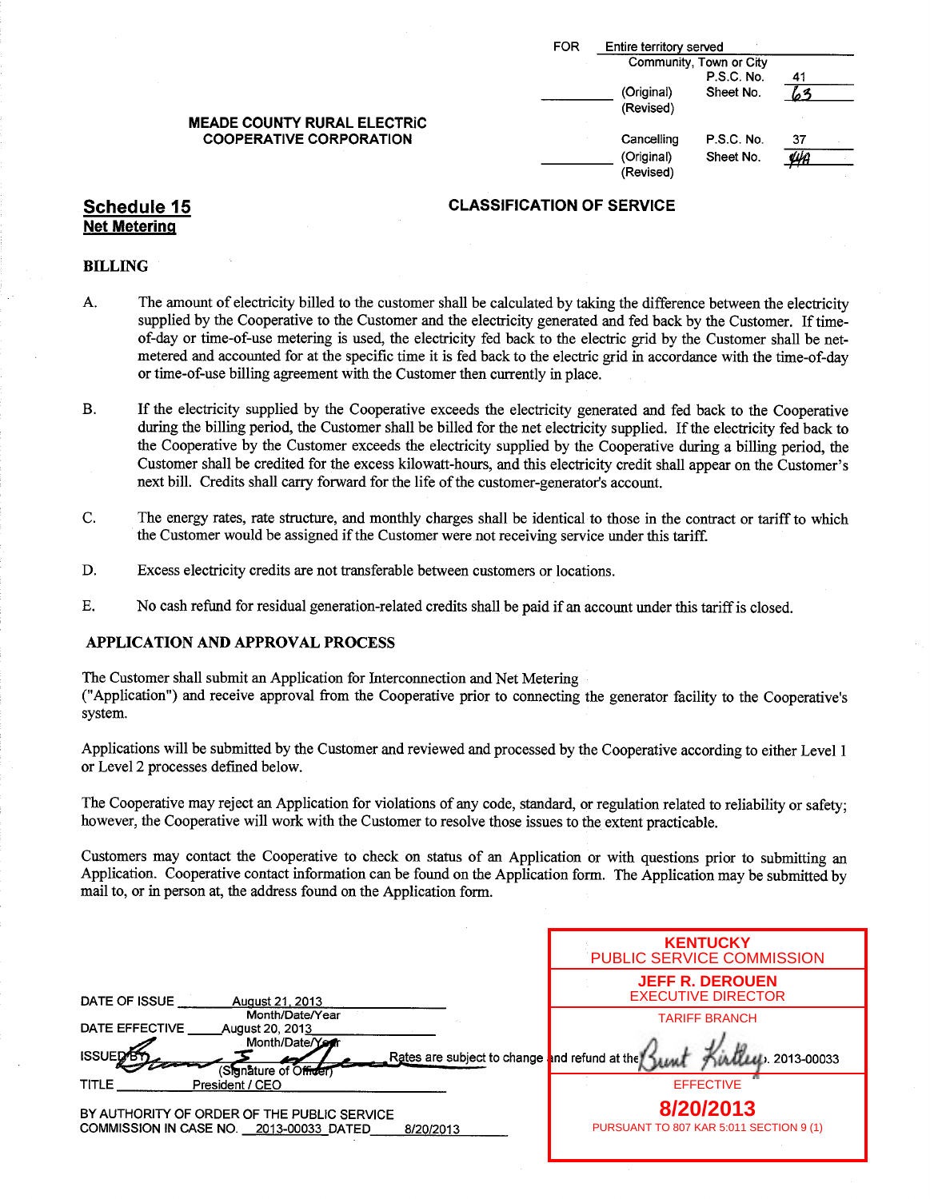FOR Entire territory served
Community, Town or City
P.S.C. No. 41
(Original) Sheet No. 63
(Revised)

**MEADE COUNTY RURAL ELECTRIC COOPERATIVE CORPORATION**

Cancelling P.S.C. No. 37
(Original) Sheet No. 44A
(Revised)

## Schedule 15
**Net Metering**

**CLASSIFICATION OF SERVICE**

### BILLING

A. The amount of electricity billed to the customer shall be calculated by taking the difference between the electricity supplied by the Cooperative to the Customer and the electricity generated and fed back by the Customer. If time-of-day or time-of-use metering is used, the electricity fed back to the electric grid by the Customer shall be net-metered and accounted for at the specific time it is fed back to the electric grid in accordance with the time-of-day or time-of-use billing agreement with the Customer then currently in place.

B. If the electricity supplied by the Cooperative exceeds the electricity generated and fed back to the Cooperative during the billing period, the Customer shall be billed for the net electricity supplied. If the electricity fed back to the Cooperative by the Customer exceeds the electricity supplied by the Cooperative during a billing period, the Customer shall be credited for the excess kilowatt-hours, and this electricity credit shall appear on the Customer's next bill. Credits shall carry forward for the life of the customer-generator's account.

C. The energy rates, rate structure, and monthly charges shall be identical to those in the contract or tariff to which the Customer would be assigned if the Customer were not receiving service under this tariff.

D. Excess electricity credits are not transferable between customers or locations.

E. No cash refund for residual generation-related credits shall be paid if an account under this tariff is closed.

### APPLICATION AND APPROVAL PROCESS

The Customer shall submit an Application for Interconnection and Net Metering ("Application") and receive approval from the Cooperative prior to connecting the generator facility to the Cooperative's system.

Applications will be submitted by the Customer and reviewed and processed by the Cooperative according to either Level 1 or Level 2 processes defined below.

The Cooperative may reject an Application for violations of any code, standard, or regulation related to reliability or safety; however, the Cooperative will work with the Customer to resolve those issues to the extent practicable.

Customers may contact the Cooperative to check on status of an Application or with questions prior to submitting an Application. Cooperative contact information can be found on the Application form. The Application may be submitted by mail to, or in person at, the address found on the Application form.

DATE OF ISSUE August 21, 2013
Month/Date/Year
DATE EFFECTIVE August 20, 2013
Month/Date/Year
ISSUED BY (Signature of Officer)
TITLE President / CEO

BY AUTHORITY OF ORDER OF THE PUBLIC SERVICE COMMISSION IN CASE NO. 2013-00033 DATED 8/20/2013

Rates are subject to change and refund at the ... 2013-00033

KENTUCKY
PUBLIC SERVICE COMMISSION
JEFF R. DEROUEN
EXECUTIVE DIRECTOR
TARIFF BRANCH
EFFECTIVE
**8/20/2013**
PURSUANT TO 807 KAR 5:011 SECTION 9 (1)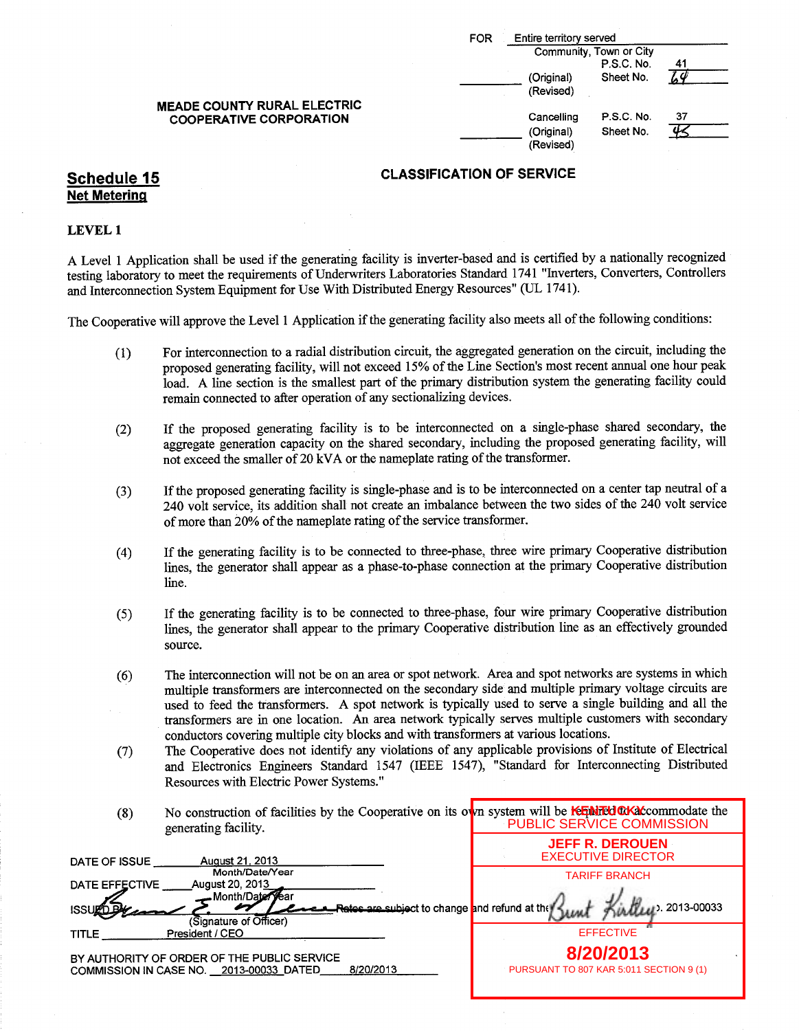FOR Entire territory served
Community, Town or City

| | | P.S.C. No. | 41 |
|---|---|---|---|
| | (Original) (Revised) | Sheet No. | 69 |

**MEADE COUNTY RURAL ELECTRIC COOPERATIVE CORPORATION**

| | | Cancelling P.S.C. No. | 37 |
|---|---|---|---|
| | (Original) (Revised) | Sheet No. | 45 |

## Schedule 15
## Net Metering

**CLASSIFICATION OF SERVICE**

### LEVEL 1

A Level 1 Application shall be used if the generating facility is inverter-based and is certified by a nationally recognized testing laboratory to meet the requirements of Underwriters Laboratories Standard 1741 "Inverters, Converters, Controllers and Interconnection System Equipment for Use With Distributed Energy Resources" (UL 1741).

The Cooperative will approve the Level 1 Application if the generating facility also meets all of the following conditions:

(1) For interconnection to a radial distribution circuit, the aggregated generation on the circuit, including the proposed generating facility, will not exceed 15% of the Line Section's most recent annual one hour peak load. A line section is the smallest part of the primary distribution system the generating facility could remain connected to after operation of any sectionalizing devices.

(2) If the proposed generating facility is to be interconnected on a single-phase shared secondary, the aggregate generation capacity on the shared secondary, including the proposed generating facility, will not exceed the smaller of 20 kVA or the nameplate rating of the transformer.

(3) If the proposed generating facility is single-phase and is to be interconnected on a center tap neutral of a 240 volt service, its addition shall not create an imbalance between the two sides of the 240 volt service of more than 20% of the nameplate rating of the service transformer.

(4) If the generating facility is to be connected to three-phase, three wire primary Cooperative distribution lines, the generator shall appear as a phase-to-phase connection at the primary Cooperative distribution line.

(5) If the generating facility is to be connected to three-phase, four wire primary Cooperative distribution lines, the generator shall appear to the primary Cooperative distribution line as an effectively grounded source.

(6) The interconnection will not be on an area or spot network. Area and spot networks are systems in which multiple transformers are interconnected on the secondary side and multiple primary voltage circuits are used to feed the transformers. A spot network is typically used to serve a single building and all the transformers are in one location. An area network typically serves multiple customers with secondary conductors covering multiple city blocks and with transformers at various locations.

(7) The Cooperative does not identify any violations of any applicable provisions of Institute of Electrical and Electronics Engineers Standard 1547 (IEEE 1547), "Standard for Interconnecting Distributed Resources with Electric Power Systems."

(8) No construction of facilities by the Cooperative on its own system will be required to accommodate the generating facility.

DATE OF ISSUE August 21, 2013 (Month/Date/Year)

DATE EFFECTIVE August 20, 2013 (Month/Date/Year)

ISSUED BY [signature] (Signature of Officer)

TITLE President / CEO

Rates are subject to change and refund at the ... 2013-00033

BY AUTHORITY OF ORDER OF THE PUBLIC SERVICE COMMISSION IN CASE NO. 2013-00033 DATED 8/20/2013

KENTUCKY
PUBLIC SERVICE COMMISSION
JEFF R. DEROUEN
EXECUTIVE DIRECTOR
TARIFF BRANCH
[signature]
EFFECTIVE
**8/20/2013**
PURSUANT TO 807 KAR 5:011 SECTION 9 (1)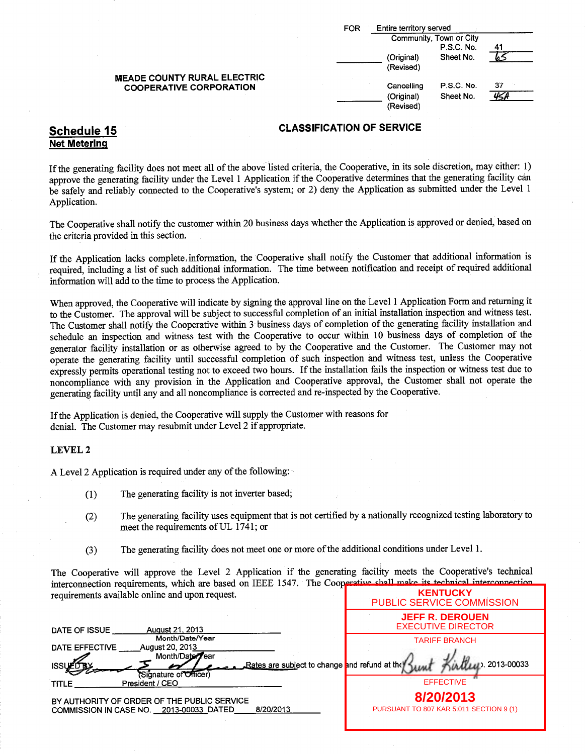FOR Entire territory served
Community, Town or City
P.S.C. No. 41
(Original) Sheet No. 65
(Revised)

MEADE COUNTY RURAL ELECTRIC COOPERATIVE CORPORATION

Cancelling P.S.C. No. 37
(Original) Sheet No. 45A
(Revised)

## Schedule 15
**Net Metering**

### CLASSIFICATION OF SERVICE

If the generating facility does not meet all of the above listed criteria, the Cooperative, in its sole discretion, may either: 1) approve the generating facility under the Level 1 Application if the Cooperative determines that the generating facility can be safely and reliably connected to the Cooperative's system; or 2) deny the Application as submitted under the Level 1 Application.

The Cooperative shall notify the customer within 20 business days whether the Application is approved or denied, based on the criteria provided in this section.

If the Application lacks complete information, the Cooperative shall notify the Customer that additional information is required, including a list of such additional information. The time between notification and receipt of required additional information will add to the time to process the Application.

When approved, the Cooperative will indicate by signing the approval line on the Level 1 Application Form and returning it to the Customer. The approval will be subject to successful completion of an initial installation inspection and witness test. The Customer shall notify the Cooperative within 3 business days of completion of the generating facility installation and schedule an inspection and witness test with the Cooperative to occur within 10 business days of completion of the generator facility installation or as otherwise agreed to by the Cooperative and the Customer. The Customer may not operate the generating facility until successful completion of such inspection and witness test, unless the Cooperative expressly permits operational testing not to exceed two hours. If the installation fails the inspection or witness test due to noncompliance with any provision in the Application and Cooperative approval, the Customer shall not operate the generating facility until any and all noncompliance is corrected and re-inspected by the Cooperative.

If the Application is denied, the Cooperative will supply the Customer with reasons for denial. The Customer may resubmit under Level 2 if appropriate.

**LEVEL 2**

A Level 2 Application is required under any of the following:

(1) The generating facility is not inverter based;

(2) The generating facility uses equipment that is not certified by a nationally recognized testing laboratory to meet the requirements of UL 1741; or

(3) The generating facility does not meet one or more of the additional conditions under Level 1.

The Cooperative will approve the Level 2 Application if the generating facility meets the Cooperative's technical interconnection requirements, which are based on IEEE 1547. The Cooperative shall make its technical interconnection requirements available online and upon request.

DATE OF ISSUE August 21, 2013 (Month/Date/Year)

DATE EFFECTIVE August 20, 2013 (Month/Date/Year)

ISSUED BY (Signature of Officer)

TITLE President / CEO

BY AUTHORITY OF ORDER OF THE PUBLIC SERVICE COMMISSION IN CASE NO. 2013-00033 DATED 8/20/2013

Rates are subject to change and refund at the conclusion of Case No. 2013-00033

KENTUCKY PUBLIC SERVICE COMMISSION
JEFF R. DEROUEN
EXECUTIVE DIRECTOR
TARIFF BRANCH
EFFECTIVE
**8/20/2013**
PURSUANT TO 807 KAR 5:011 SECTION 9 (1)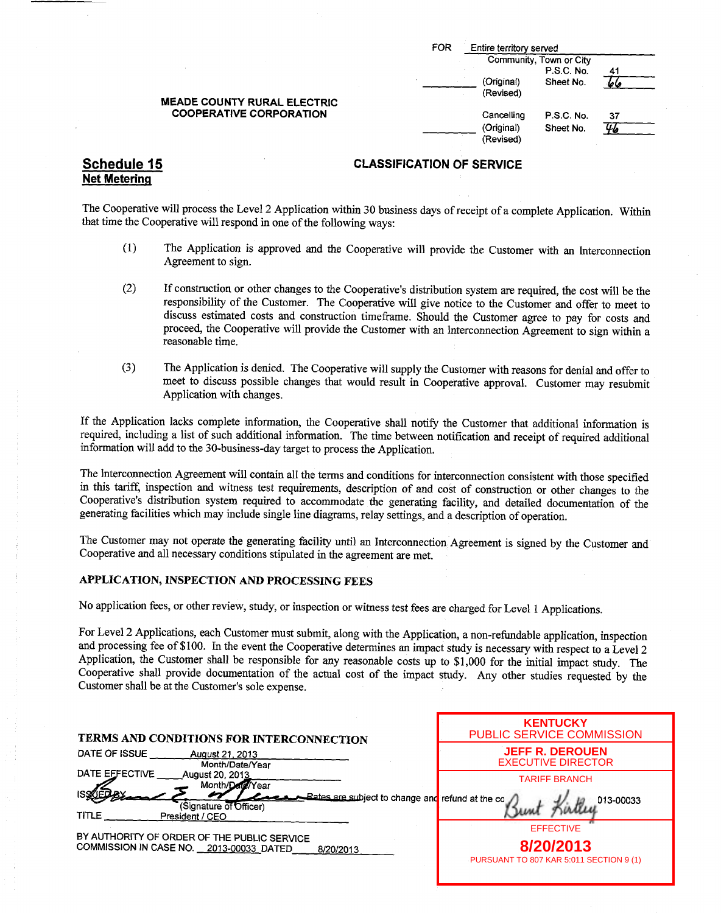FOR Entire territory served
Community, Town or City
P.S.C. No. 41
(Original) Sheet No. 66
(Revised)

**MEADE COUNTY RURAL ELECTRIC COOPERATIVE CORPORATION**

Cancelling P.S.C. No. 37
(Original) Sheet No. 46
(Revised)

## Schedule 15
**Net Metering**

**CLASSIFICATION OF SERVICE**

The Cooperative will process the Level 2 Application within 30 business days of receipt of a complete Application. Within that time the Cooperative will respond in one of the following ways:

(1) The Application is approved and the Cooperative will provide the Customer with an Interconnection Agreement to sign.

(2) If construction or other changes to the Cooperative's distribution system are required, the cost will be the responsibility of the Customer. The Cooperative will give notice to the Customer and offer to meet to discuss estimated costs and construction timeframe. Should the Customer agree to pay for costs and proceed, the Cooperative will provide the Customer with an Interconnection Agreement to sign within a reasonable time.

(3) The Application is denied. The Cooperative will supply the Customer with reasons for denial and offer to meet to discuss possible changes that would result in Cooperative approval. Customer may resubmit Application with changes.

If the Application lacks complete information, the Cooperative shall notify the Customer that additional information is required, including a list of such additional information. The time between notification and receipt of required additional information will add to the 30-business-day target to process the Application.

The Interconnection Agreement will contain all the terms and conditions for interconnection consistent with those specified in this tariff, inspection and witness test requirements, description of and cost of construction or other changes to the Cooperative's distribution system required to accommodate the generating facility, and detailed documentation of the generating facilities which may include single line diagrams, relay settings, and a description of operation.

The Customer may not operate the generating facility until an Interconnection Agreement is signed by the Customer and Cooperative and all necessary conditions stipulated in the agreement are met.

### APPLICATION, INSPECTION AND PROCESSING FEES

No application fees, or other review, study, or inspection or witness test fees are charged for Level 1 Applications.

For Level 2 Applications, each Customer must submit, along with the Application, a non-refundable application, inspection and processing fee of $100. In the event the Cooperative determines an impact study is necessary with respect to a Level 2 Application, the Customer shall be responsible for any reasonable costs up to $1,000 for the initial impact study. The Cooperative shall provide documentation of the actual cost of the impact study. Any other studies requested by the Customer shall be at the Customer's sole expense.

### TERMS AND CONDITIONS FOR INTERCONNECTION

DATE OF ISSUE August 21, 2013
Month/Date/Year
DATE EFFECTIVE August 20, 2013
Month/Date/Year
ISSUED BY (Signature of Officer)
TITLE President / CEO

BY AUTHORITY OF ORDER OF THE PUBLIC SERVICE COMMISSION IN CASE NO. 2013-00033 DATED 8/20/2013

KENTUCKY PUBLIC SERVICE COMMISSION
JEFF R. DEROUEN
EXECUTIVE DIRECTOR
TARIFF BRANCH
EFFECTIVE
8/20/2013
PURSUANT TO 807 KAR 5:011 SECTION 9 (1)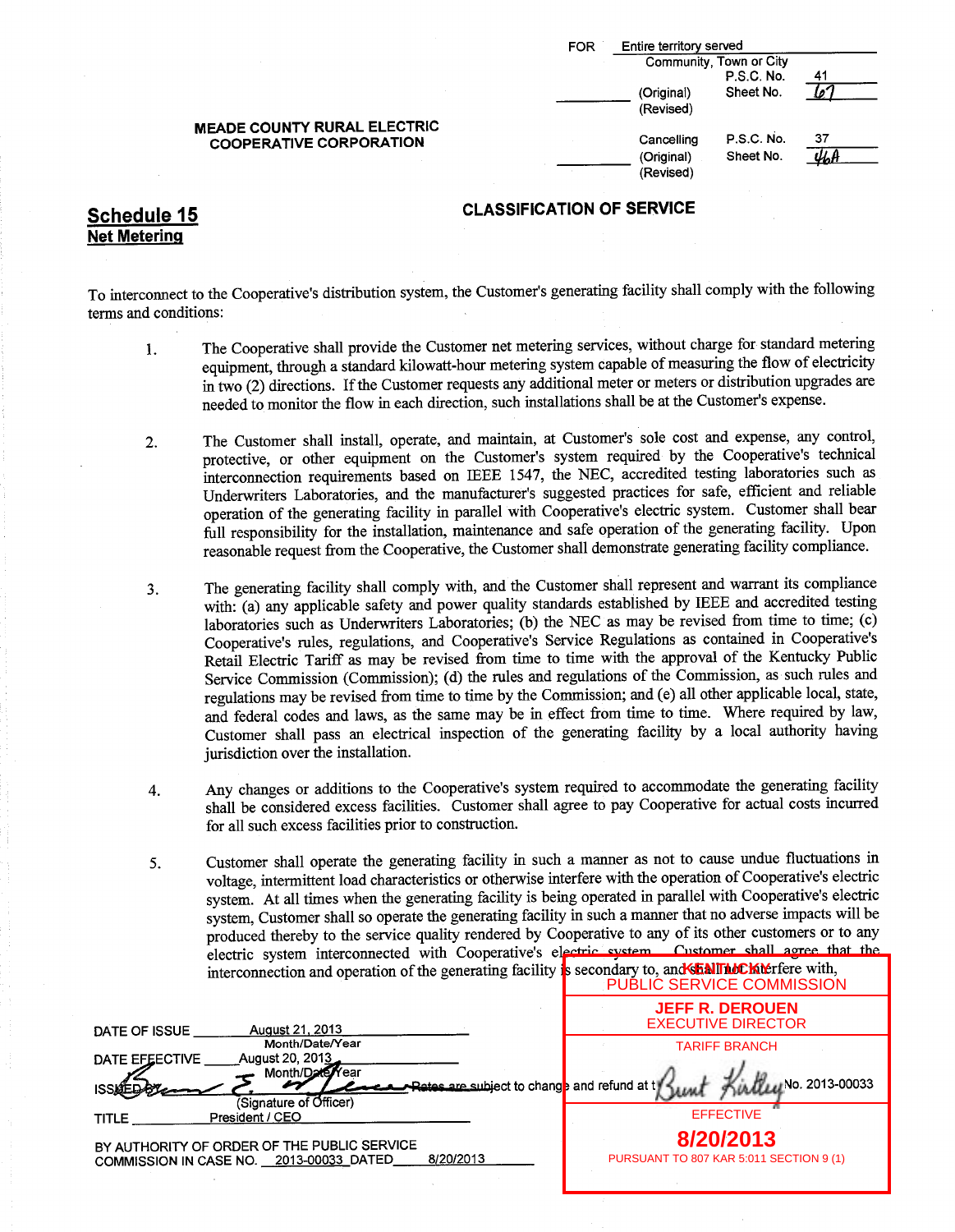FOR Entire territory served
Community, Town or City
P.S.C. No. 41
(Original) Sheet No. 67
(Revised)

**MEADE COUNTY RURAL ELECTRIC COOPERATIVE CORPORATION**

Cancelling P.S.C. No. 37
(Original) Sheet No. 46A
(Revised)

## Schedule 15

### Net Metering

**CLASSIFICATION OF SERVICE**

To interconnect to the Cooperative's distribution system, the Customer's generating facility shall comply with the following terms and conditions:

1. The Cooperative shall provide the Customer net metering services, without charge for standard metering equipment, through a standard kilowatt-hour metering system capable of measuring the flow of electricity in two (2) directions. If the Customer requests any additional meter or meters or distribution upgrades are needed to monitor the flow in each direction, such installations shall be at the Customer's expense.

2. The Customer shall install, operate, and maintain, at Customer's sole cost and expense, any control, protective, or other equipment on the Customer's system required by the Cooperative's technical interconnection requirements based on IEEE 1547, the NEC, accredited testing laboratories such as Underwriters Laboratories, and the manufacturer's suggested practices for safe, efficient and reliable operation of the generating facility in parallel with Cooperative's electric system. Customer shall bear full responsibility for the installation, maintenance and safe operation of the generating facility. Upon reasonable request from the Cooperative, the Customer shall demonstrate generating facility compliance.

3. The generating facility shall comply with, and the Customer shall represent and warrant its compliance with: (a) any applicable safety and power quality standards established by IEEE and accredited testing laboratories such as Underwriters Laboratories; (b) the NEC as may be revised from time to time; (c) Cooperative's rules, regulations, and Cooperative's Service Regulations as contained in Cooperative's Retail Electric Tariff as may be revised from time to time with the approval of the Kentucky Public Service Commission (Commission); (d) the rules and regulations of the Commission, as such rules and regulations may be revised from time to time by the Commission; and (e) all other applicable local, state, and federal codes and laws, as the same may be in effect from time to time. Where required by law, Customer shall pass an electrical inspection of the generating facility by a local authority having jurisdiction over the installation.

4. Any changes or additions to the Cooperative's system required to accommodate the generating facility shall be considered excess facilities. Customer shall agree to pay Cooperative for actual costs incurred for all such excess facilities prior to construction.

5. Customer shall operate the generating facility in such a manner as not to cause undue fluctuations in voltage, intermittent load characteristics or otherwise interfere with the operation of Cooperative's electric system. At all times when the generating facility is being operated in parallel with Cooperative's electric system, Customer shall so operate the generating facility in such a manner that no adverse impacts will be produced thereby to the service quality rendered by Cooperative to any of its other customers or to any electric system interconnected with Cooperative's electric system. Customer shall agree that the interconnection and operation of the generating facility is secondary to, and shall not interfere with,

DATE OF ISSUE August 21, 2013
Month/Date/Year

DATE EFFECTIVE August 20, 2013
Month/Date/Year

ISSUED BY (Signature of Officer)

TITLE President / CEO

Rates are subject to change and refund at the ... No. 2013-00033

BY AUTHORITY OF ORDER OF THE PUBLIC SERVICE COMMISSION IN CASE NO. 2013-00033 DATED 8/20/2013

KENTUCKY
PUBLIC SERVICE COMMISSION
JEFF R. DEROUEN
EXECUTIVE DIRECTOR
TARIFF BRANCH
EFFECTIVE
**8/20/2013**
PURSUANT TO 807 KAR 5:011 SECTION 9 (1)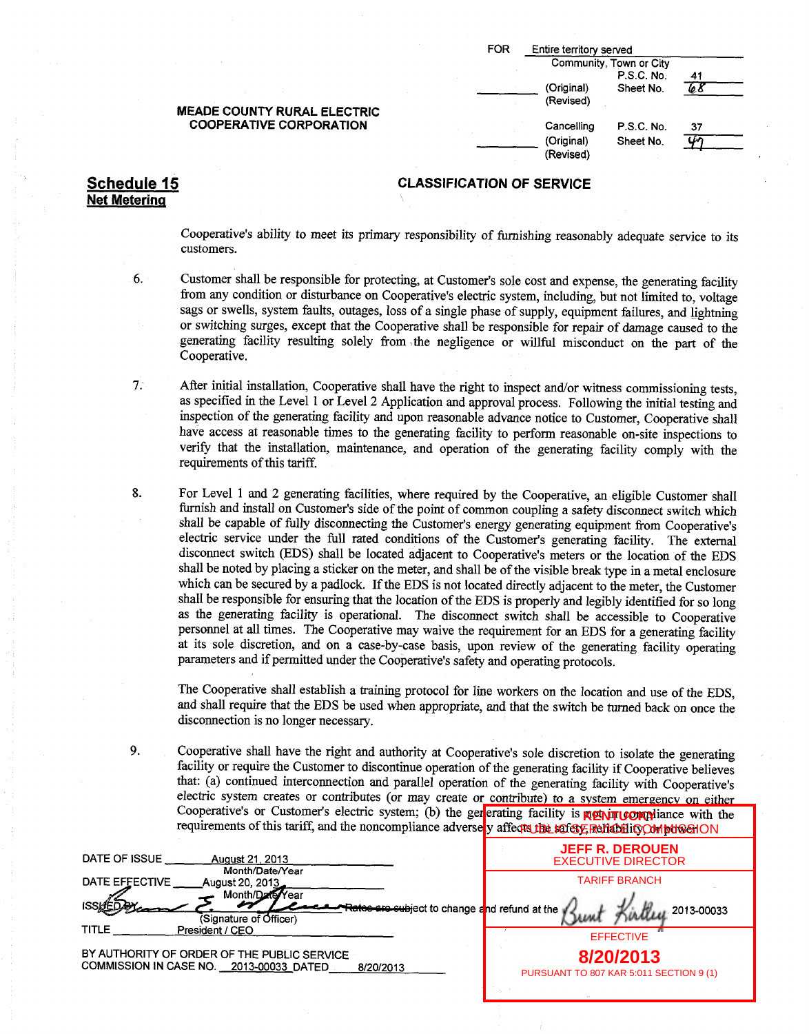| FOR | Entire territory served | | |
|---|---|---|---|
| | Community, Town or City | | |
| | | P.S.C. No. | 41 |
| | (Original) | Sheet No. | 68 |
| | (Revised) | | |
| | Cancelling | P.S.C. No. | 37 |
| | (Original) | Sheet No. | 47 |
| | (Revised) | | |

**MEADE COUNTY RURAL ELECTRIC COOPERATIVE CORPORATION**

## Schedule 15
**Net Metering**

## CLASSIFICATION OF SERVICE

Cooperative's ability to meet its primary responsibility of furnishing reasonably adequate service to its customers.

6. Customer shall be responsible for protecting, at Customer's sole cost and expense, the generating facility from any condition or disturbance on Cooperative's electric system, including, but not limited to, voltage sags or swells, system faults, outages, loss of a single phase of supply, equipment failures, and lightning or switching surges, except that the Cooperative shall be responsible for repair of damage caused to the generating facility resulting solely from the negligence or willful misconduct on the part of the Cooperative.

7. After initial installation, Cooperative shall have the right to inspect and/or witness commissioning tests, as specified in the Level 1 or Level 2 Application and approval process. Following the initial testing and inspection of the generating facility and upon reasonable advance notice to Customer, Cooperative shall have access at reasonable times to the generating facility to perform reasonable on-site inspections to verify that the installation, maintenance, and operation of the generating facility comply with the requirements of this tariff.

8. For Level 1 and 2 generating facilities, where required by the Cooperative, an eligible Customer shall furnish and install on Customer's side of the point of common coupling a safety disconnect switch which shall be capable of fully disconnecting the Customer's energy generating equipment from Cooperative's electric service under the full rated conditions of the Customer's generating facility. The external disconnect switch (EDS) shall be located adjacent to Cooperative's meters or the location of the EDS shall be noted by placing a sticker on the meter, and shall be of the visible break type in a metal enclosure which can be secured by a padlock. If the EDS is not located directly adjacent to the meter, the Customer shall be responsible for ensuring that the location of the EDS is properly and legibly identified for so long as the generating facility is operational. The disconnect switch shall be accessible to Cooperative personnel at all times. The Cooperative may waive the requirement for an EDS for a generating facility at its sole discretion, and on a case-by-case basis, upon review of the generating facility operating parameters and if permitted under the Cooperative's safety and operating protocols.

   The Cooperative shall establish a training protocol for line workers on the location and use of the EDS, and shall require that the EDS be used when appropriate, and that the switch be turned back on once the disconnection is no longer necessary.

9. Cooperative shall have the right and authority at Cooperative's sole discretion to isolate the generating facility or require the Customer to discontinue operation of the generating facility if Cooperative believes that: (a) continued interconnection and parallel operation of the generating facility with Cooperative's electric system creates or contributes (or may create or contribute) to a system emergency on either Cooperative's or Customer's electric system; (b) the generating facility is not in compliance with the requirements of this tariff, and the noncompliance adversely affects the safety, reliability or power

DATE OF ISSUE August 21, 2013 (Month/Date/Year)

DATE EFFECTIVE August 20, 2013 (Month/Date/Year)

ISSUED BY (Signature of Officer) — Rates are subject to change and refund at the

TITLE President / CEO

BY AUTHORITY OF ORDER OF THE PUBLIC SERVICE COMMISSION IN CASE NO. 2013-00033 DATED 8/20/2013

KENTUCKY PUBLIC SERVICE COMMISSION
JEFF R. DEROUEN
EXECUTIVE DIRECTOR
TARIFF BRANCH
2013-00033
EFFECTIVE
**8/20/2013**
PURSUANT TO 807 KAR 5:011 SECTION 9 (1)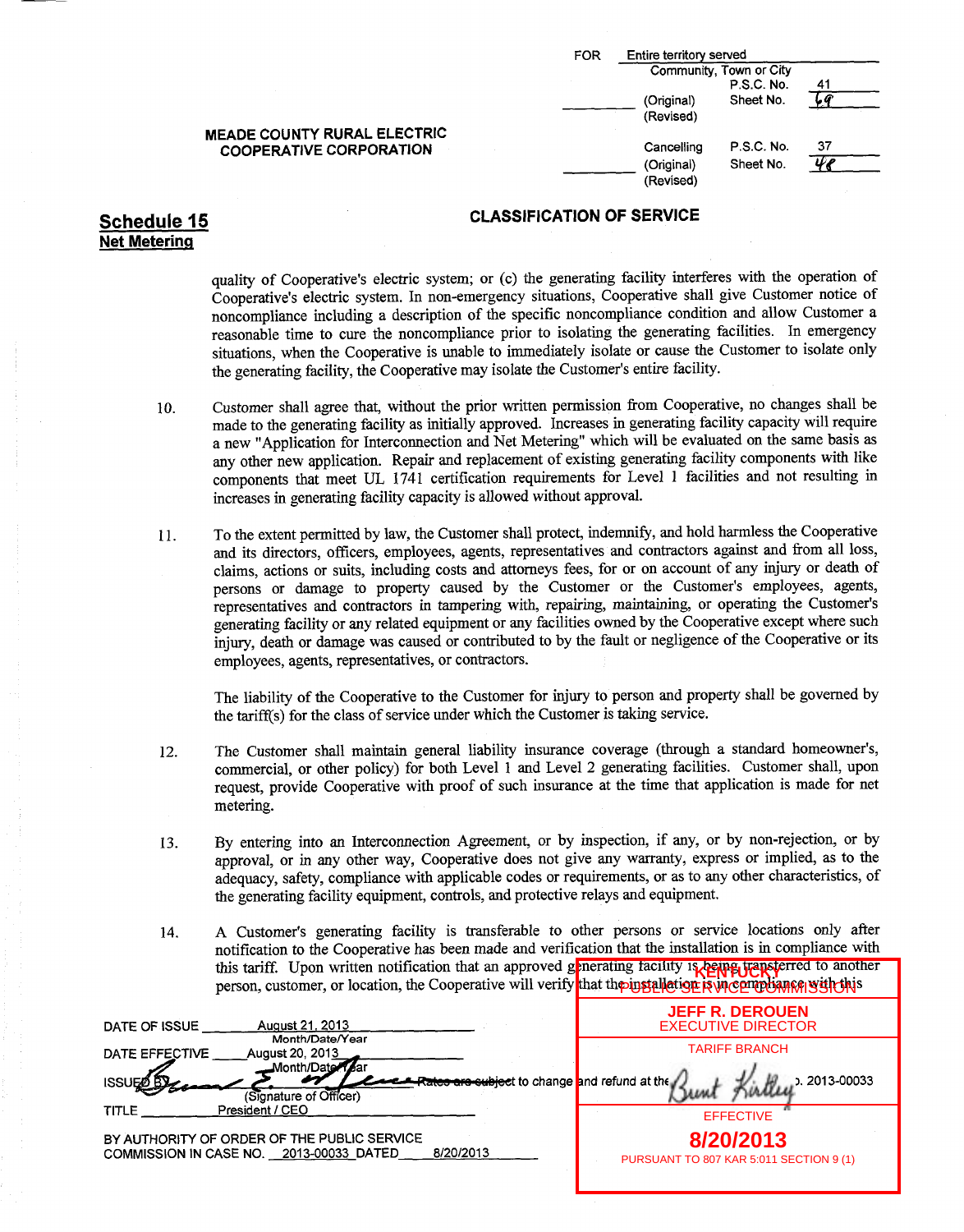FOR Entire territory served
Community, Town or City
P.S.C. No. 41
(Original) Sheet No. 69
(Revised)

MEADE COUNTY RURAL ELECTRIC COOPERATIVE CORPORATION

Cancelling P.S.C. No. 37
(Original) Sheet No. 48
(Revised)

## Schedule 15
**Net Metering**

### CLASSIFICATION OF SERVICE

quality of Cooperative's electric system; or (c) the generating facility interferes with the operation of Cooperative's electric system. In non-emergency situations, Cooperative shall give Customer notice of noncompliance including a description of the specific noncompliance condition and allow Customer a reasonable time to cure the noncompliance prior to isolating the generating facilities. In emergency situations, when the Cooperative is unable to immediately isolate or cause the Customer to isolate only the generating facility, the Cooperative may isolate the Customer's entire facility.

10. Customer shall agree that, without the prior written permission from Cooperative, no changes shall be made to the generating facility as initially approved. Increases in generating facility capacity will require a new "Application for Interconnection and Net Metering" which will be evaluated on the same basis as any other new application. Repair and replacement of existing generating facility components with like components that meet UL 1741 certification requirements for Level 1 facilities and not resulting in increases in generating facility capacity is allowed without approval.

11. To the extent permitted by law, the Customer shall protect, indemnify, and hold harmless the Cooperative and its directors, officers, employees, agents, representatives and contractors against and from all loss, claims, actions or suits, including costs and attorneys fees, for or on account of any injury or death of persons or damage to property caused by the Customer or the Customer's employees, agents, representatives and contractors in tampering with, repairing, maintaining, or operating the Customer's generating facility or any related equipment or any facilities owned by the Cooperative except where such injury, death or damage was caused or contributed to by the fault or negligence of the Cooperative or its employees, agents, representatives, or contractors.

    The liability of the Cooperative to the Customer for injury to person and property shall be governed by the tariff(s) for the class of service under which the Customer is taking service.

12. The Customer shall maintain general liability insurance coverage (through a standard homeowner's, commercial, or other policy) for both Level 1 and Level 2 generating facilities. Customer shall, upon request, provide Cooperative with proof of such insurance at the time that application is made for net metering.

13. By entering into an Interconnection Agreement, or by inspection, if any, or by non-rejection, or by approval, or in any other way, Cooperative does not give any warranty, express or implied, as to the adequacy, safety, compliance with applicable codes or requirements, or as to any other characteristics, of the generating facility equipment, controls, and protective relays and equipment.

14. A Customer's generating facility is transferable to other persons or service locations only after notification to the Cooperative has been made and verification that the installation is in compliance with this tariff. Upon written notification that an approved generating facility is being transferred to another person, customer, or location, the Cooperative will verify that the installation is in compliance with this

DATE OF ISSUE August 21, 2013 (Month/Date/Year)
DATE EFFECTIVE August 20, 2013 (Month/Date/Year)
ISSUED BY (Signature of Officer) ~~Rates are subject to change~~ and refund at the ... 2013-00033
TITLE President / CEO

BY AUTHORITY OF ORDER OF THE PUBLIC SERVICE COMMISSION IN CASE NO. 2013-00033 DATED 8/20/2013

KENTUCKY PUBLIC SERVICE COMMISSION
JEFF R. DEROUEN
EXECUTIVE DIRECTOR
TARIFF BRANCH
Bunt Kirtley
EFFECTIVE
8/20/2013
PURSUANT TO 807 KAR 5:011 SECTION 9 (1)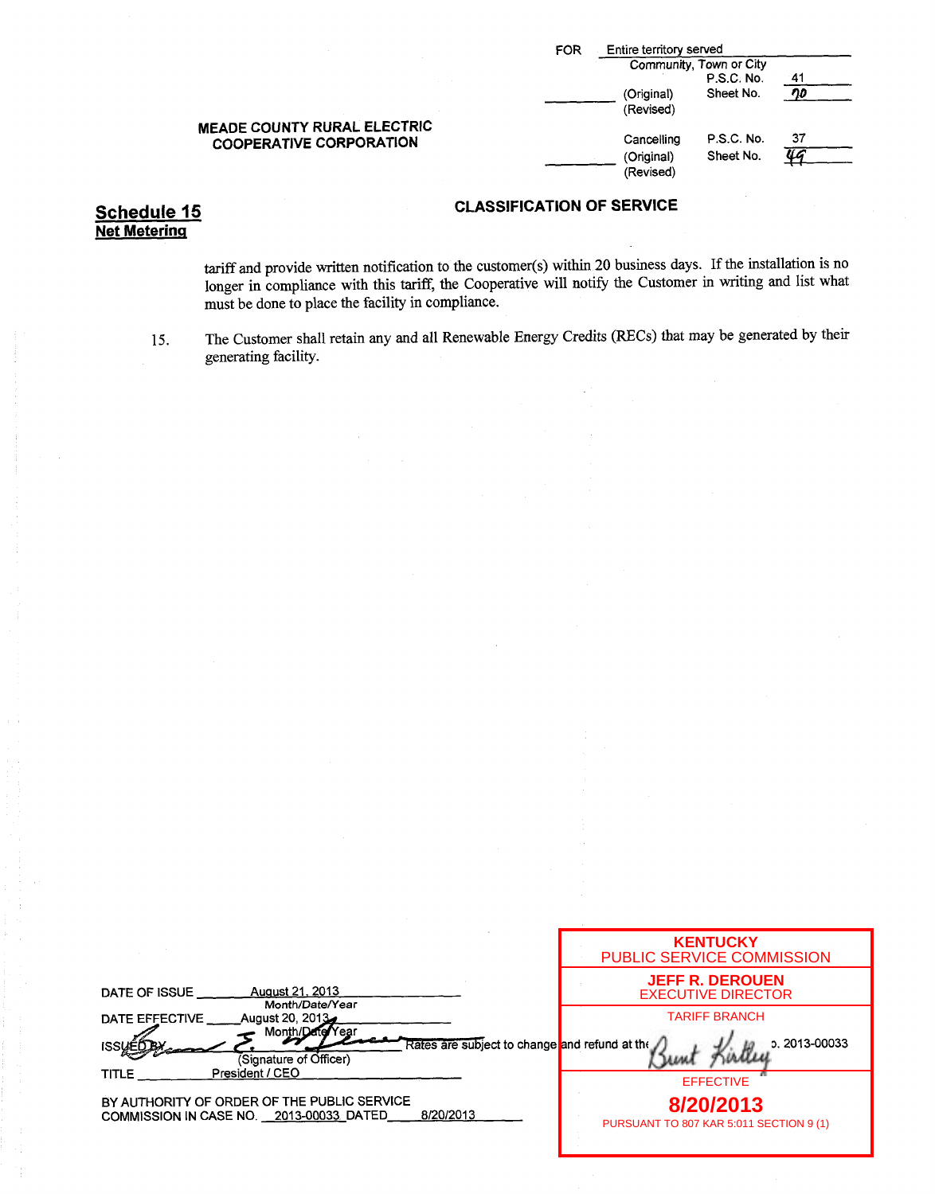FOR Entire territory served
Community, Town or City

| | | P.S.C. No. | 41 |
|---|---|---|---|
| | (Original) (Revised) | Sheet No. | 70 |
| | Cancelling | P.S.C. No. | 37 |
| | (Original) (Revised) | Sheet No. | 49 |

**MEADE COUNTY RURAL ELECTRIC COOPERATIVE CORPORATION**

## Schedule 15
**Net Metering**

**CLASSIFICATION OF SERVICE**

tariff and provide written notification to the customer(s) within 20 business days. If the installation is no longer in compliance with this tariff, the Cooperative will notify the Customer in writing and list what must be done to place the facility in compliance.

15. The Customer shall retain any and all Renewable Energy Credits (RECs) that may be generated by their generating facility.

DATE OF ISSUE August 21, 2013
Month/Date/Year

DATE EFFECTIVE August 20, 2013
Month/Date/Year

ISSUED BY (Signature of Officer)

TITLE President / CEO

BY AUTHORITY OF ORDER OF THE PUBLIC SERVICE COMMISSION IN CASE NO. 2013-00033 DATED 8/20/2013

Rates are subject to change and refund at the ... o. 2013-00033

KENTUCKY
PUBLIC SERVICE COMMISSION
JEFF R. DEROUEN
EXECUTIVE DIRECTOR
TARIFF BRANCH
EFFECTIVE
**8/20/2013**
PURSUANT TO 807 KAR 5:011 SECTION 9 (1)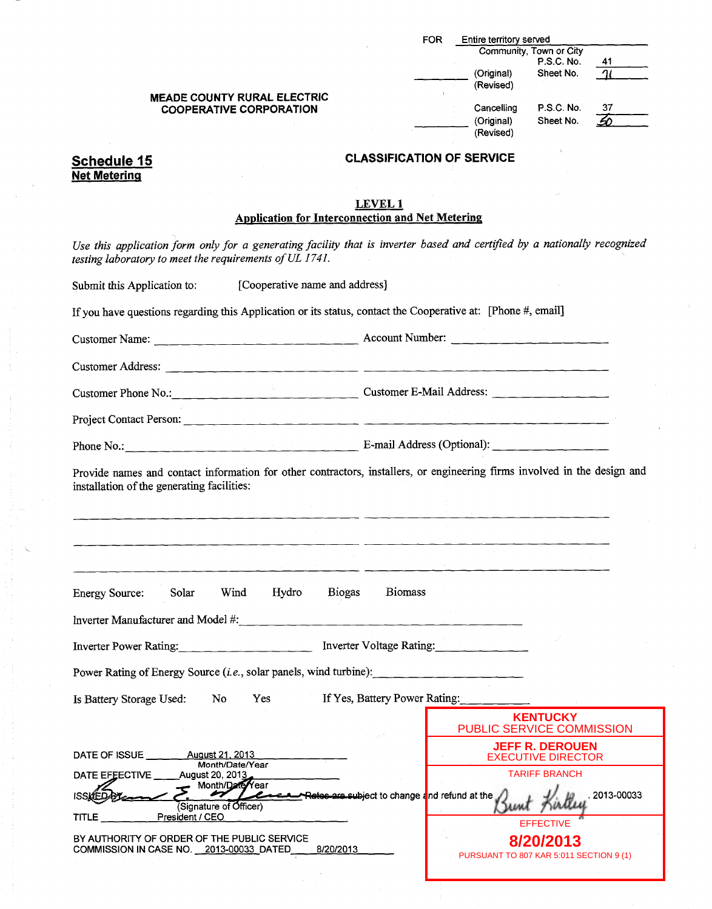FOR Entire territory served
Community, Town or City
P.S.C. No. 41
(Original) Sheet No. 71
(Revised)

Cancelling P.S.C. No. 37
(Original) Sheet No. 50
(Revised)

**MEADE COUNTY RURAL ELECTRIC COOPERATIVE CORPORATION**

**Schedule 15**
**Net Metering**

**CLASSIFICATION OF SERVICE**

## LEVEL 1
## Application for Interconnection and Net Metering

*Use this application form only for a generating facility that is inverter based and certified by a nationally recognized testing laboratory to meet the requirements of UL 1741.*

Submit this Application to: [Cooperative name and address]

If you have questions regarding this Application or its status, contact the Cooperative at: [Phone #, email]

Customer Name: ______________________ Account Number: ______________________

Customer Address: ______________________ ______________________

Customer Phone No.: ______________________ Customer E-Mail Address: ______________________

Project Contact Person: ______________________ ______________________

Phone No.: ______________________ E-mail Address (Optional): ______________________

Provide names and contact information for other contractors, installers, or engineering firms involved in the design and installation of the generating facilities:

______________________ ______________________

______________________ ______________________

______________________ ______________________

Energy Source: Solar Wind Hydro Biogas Biomass

Inverter Manufacturer and Model #: ______________________

Inverter Power Rating: ______________________ Inverter Voltage Rating: ______________________

Power Rating of Energy Source (*i.e.*, solar panels, wind turbine): ______________________

Is Battery Storage Used: No Yes If Yes, Battery Power Rating: ______________________

DATE OF ISSUE August 21, 2013
Month/Date/Year

DATE EFFECTIVE August 20, 2013
Month/Date/Year

ISSUED BY (Signature of Officer) ~~Rates are subject to change and refund at the~~

TITLE President / CEO

BY AUTHORITY OF ORDER OF THE PUBLIC SERVICE COMMISSION IN CASE NO. 2013-00033 DATED 8/20/2013

KENTUCKY
PUBLIC SERVICE COMMISSION
JEFF R. DEROUEN
EXECUTIVE DIRECTOR
TARIFF BRANCH
2013-00033
EFFECTIVE
**8/20/2013**
PURSUANT TO 807 KAR 5:011 SECTION 9 (1)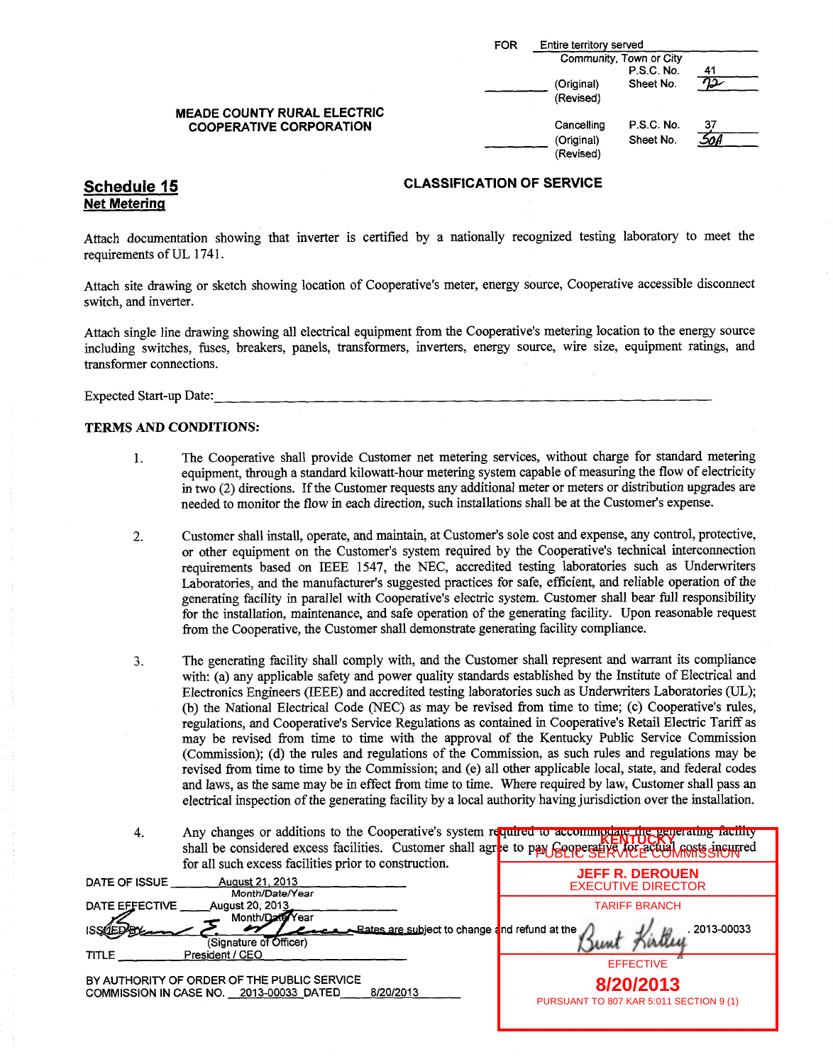| | | | |
|---|---|---|---|
| FOR | Entire territory served | | |
| | Community, Town or City | | |
| | | P.S.C. No. | 41 |
| | (Original) | Sheet No. | 72 |
| | (Revised) | | |
| | Cancelling | P.S.C. No. | 37 |
| | (Original) | Sheet No. | 50A |
| | (Revised) | | |

**MEADE COUNTY RURAL ELECTRIC COOPERATIVE CORPORATION**

## Schedule 15
**Net Metering**

**CLASSIFICATION OF SERVICE**

Attach documentation showing that inverter is certified by a nationally recognized testing laboratory to meet the requirements of UL 1741.

Attach site drawing or sketch showing location of Cooperative's meter, energy source, Cooperative accessible disconnect switch, and inverter.

Attach single line drawing showing all electrical equipment from the Cooperative's metering location to the energy source including switches, fuses, breakers, panels, transformers, inverters, energy source, wire size, equipment ratings, and transformer connections.

Expected Start-up Date:\_\_\_\_\_\_\_\_\_\_\_\_\_\_\_\_\_\_\_\_\_\_\_\_\_\_\_\_\_\_\_\_\_\_\_\_\_\_\_\_

**TERMS AND CONDITIONS:**

1. The Cooperative shall provide Customer net metering services, without charge for standard metering equipment, through a standard kilowatt-hour metering system capable of measuring the flow of electricity in two (2) directions. If the Customer requests any additional meter or meters or distribution upgrades are needed to monitor the flow in each direction, such installations shall be at the Customer's expense.

2. Customer shall install, operate, and maintain, at Customer's sole cost and expense, any control, protective, or other equipment on the Customer's system required by the Cooperative's technical interconnection requirements based on IEEE 1547, the NEC, accredited testing laboratories such as Underwriters Laboratories, and the manufacturer's suggested practices for safe, efficient, and reliable operation of the generating facility in parallel with Cooperative's electric system. Customer shall bear full responsibility for the installation, maintenance, and safe operation of the generating facility. Upon reasonable request from the Cooperative, the Customer shall demonstrate generating facility compliance.

3. The generating facility shall comply with, and the Customer shall represent and warrant its compliance with: (a) any applicable safety and power quality standards established by the Institute of Electrical and Electronics Engineers (IEEE) and accredited testing laboratories such as Underwriters Laboratories (UL); (b) the National Electrical Code (NEC) as may be revised from time to time; (c) Cooperative's rules, regulations, and Cooperative's Service Regulations as contained in Cooperative's Retail Electric Tariff as may be revised from time to time with the approval of the Kentucky Public Service Commission (Commission); (d) the rules and regulations of the Commission, as such rules and regulations may be revised from time to time by the Commission; and (e) all other applicable local, state, and federal codes and laws, as the same may be in effect from time to time. Where required by law, Customer shall pass an electrical inspection of the generating facility by a local authority having jurisdiction over the installation.

4. Any changes or additions to the Cooperative's system required to accommodate the generating facility shall be considered excess facilities. Customer shall agree to pay Cooperative for actual costs incurred for all such excess facilities prior to construction.

DATE OF ISSUE August 21, 2013 (Month/Date/Year)

DATE EFFECTIVE August 20, 2013 (Month/Date/Year)

ISSUED BY (Signature of Officer)

TITLE President / CEO

Rates are subject to change and refund at the . 2013-00033

BY AUTHORITY OF ORDER OF THE PUBLIC SERVICE COMMISSION IN CASE NO. 2013-00033 DATED 8/20/2013

KENTUCKY PUBLIC SERVICE COMMISSION
JEFF R. DEROUEN
EXECUTIVE DIRECTOR
TARIFF BRANCH
EFFECTIVE
8/20/2013
PURSUANT TO 807 KAR 5:011 SECTION 9 (1)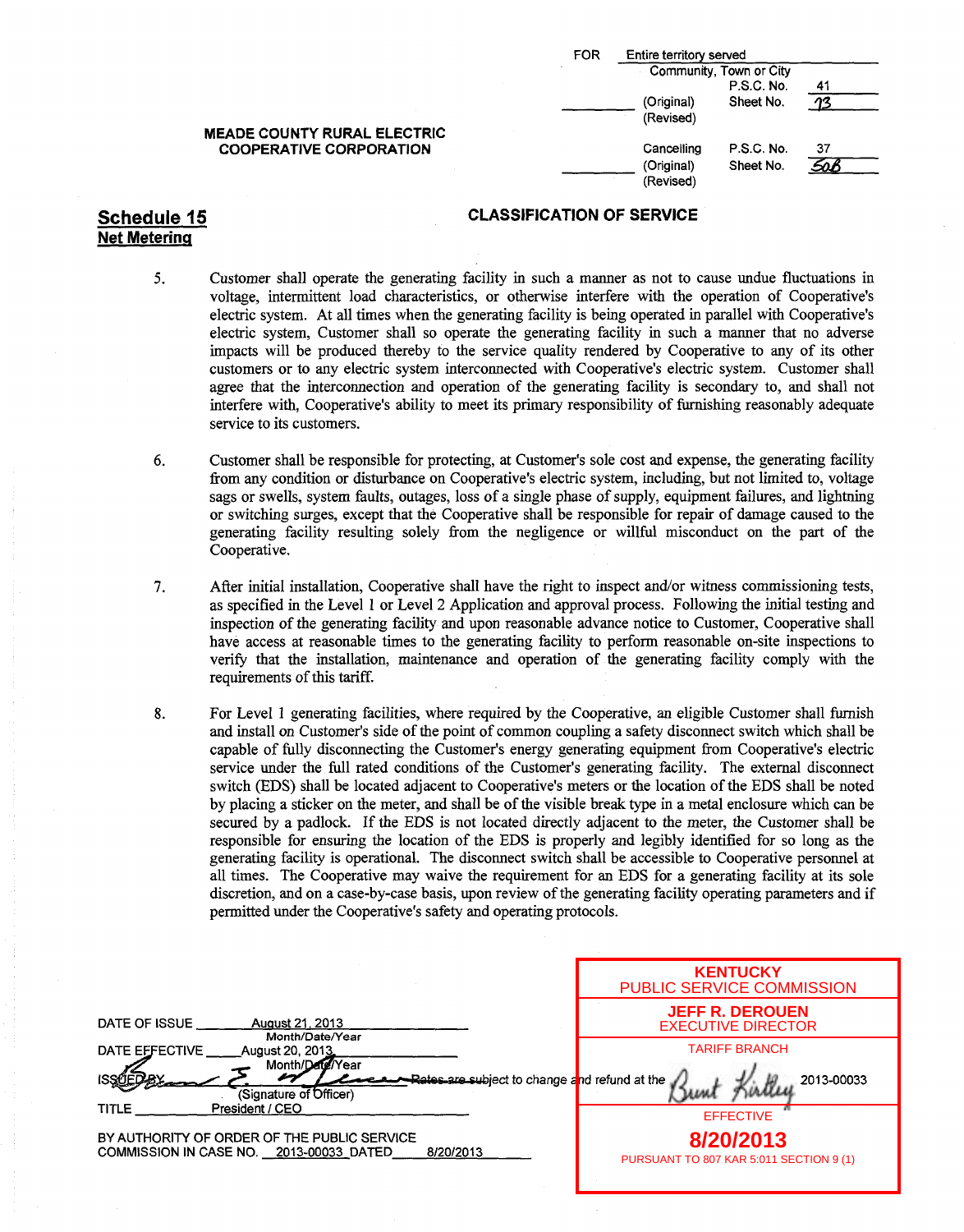FOR Entire territory served
Community, Town or City
P.S.C. No. 41
(Original) Sheet No. 73
(Revised)

**MEADE COUNTY RURAL ELECTRIC COOPERATIVE CORPORATION**

Cancelling P.S.C. No. 37
(Original) Sheet No. 50B
(Revised)

## Schedule 15
**Net Metering**

**CLASSIFICATION OF SERVICE**

5. Customer shall operate the generating facility in such a manner as not to cause undue fluctuations in voltage, intermittent load characteristics, or otherwise interfere with the operation of Cooperative's electric system. At all times when the generating facility is being operated in parallel with Cooperative's electric system, Customer shall so operate the generating facility in such a manner that no adverse impacts will be produced thereby to the service quality rendered by Cooperative to any of its other customers or to any electric system interconnected with Cooperative's electric system. Customer shall agree that the interconnection and operation of the generating facility is secondary to, and shall not interfere with, Cooperative's ability to meet its primary responsibility of furnishing reasonably adequate service to its customers.

6. Customer shall be responsible for protecting, at Customer's sole cost and expense, the generating facility from any condition or disturbance on Cooperative's electric system, including, but not limited to, voltage sags or swells, system faults, outages, loss of a single phase of supply, equipment failures, and lightning or switching surges, except that the Cooperative shall be responsible for repair of damage caused to the generating facility resulting solely from the negligence or willful misconduct on the part of the Cooperative.

7. After initial installation, Cooperative shall have the right to inspect and/or witness commissioning tests, as specified in the Level 1 or Level 2 Application and approval process. Following the initial testing and inspection of the generating facility and upon reasonable advance notice to Customer, Cooperative shall have access at reasonable times to the generating facility to perform reasonable on-site inspections to verify that the installation, maintenance and operation of the generating facility comply with the requirements of this tariff.

8. For Level 1 generating facilities, where required by the Cooperative, an eligible Customer shall furnish and install on Customer's side of the point of common coupling a safety disconnect switch which shall be capable of fully disconnecting the Customer's energy generating equipment from Cooperative's electric service under the full rated conditions of the Customer's generating facility. The external disconnect switch (EDS) shall be located adjacent to Cooperative's meters or the location of the EDS shall be noted by placing a sticker on the meter, and shall be of the visible break type in a metal enclosure which can be secured by a padlock. If the EDS is not located directly adjacent to the meter, the Customer shall be responsible for ensuring the location of the EDS is properly and legibly identified for so long as the generating facility is operational. The disconnect switch shall be accessible to Cooperative personnel at all times. The Cooperative may waive the requirement for an EDS for a generating facility at its sole discretion, and on a case-by-case basis, upon review of the generating facility operating parameters and if permitted under the Cooperative's safety and operating protocols.

DATE OF ISSUE August 21, 2013
Month/Date/Year

DATE EFFECTIVE August 20, 2013
Month/Date/Year

ISSUED BY [signature] ~~Rates are subject to change and refund at the~~
(Signature of Officer)

TITLE President / CEO

BY AUTHORITY OF ORDER OF THE PUBLIC SERVICE COMMISSION IN CASE NO. 2013-00033 DATED 8/20/2013

KENTUCKY
PUBLIC SERVICE COMMISSION
JEFF R. DEROUEN
EXECUTIVE DIRECTOR
TARIFF BRANCH
[signature] 2013-00033
EFFECTIVE
**8/20/2013**
PURSUANT TO 807 KAR 5:011 SECTION 9 (1)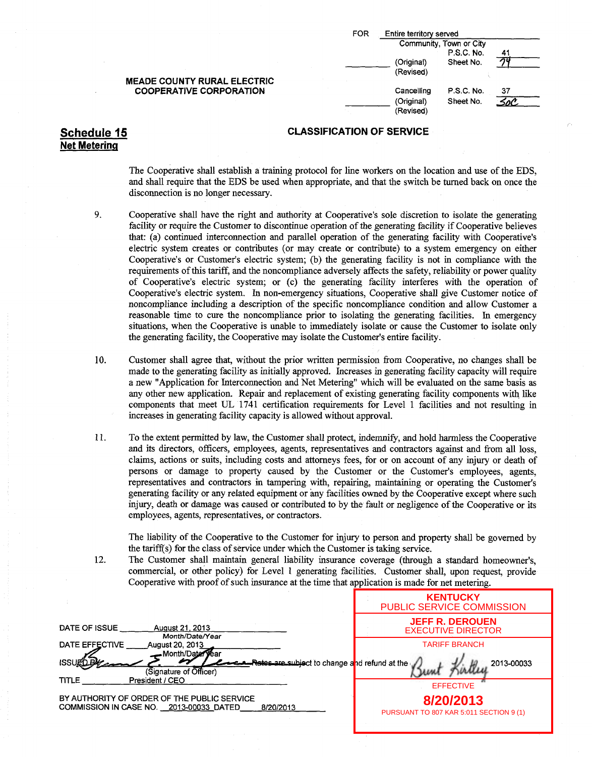FOR Entire territory served
Community, Town or City
P.S.C. No. 41
(Original) Sheet No. 74
(Revised)

**MEADE COUNTY RURAL ELECTRIC COOPERATIVE CORPORATION**

Cancelling P.S.C. No. 37
(Original) Sheet No. 50C
(Revised)

## Schedule 15
**Net Metering**

### CLASSIFICATION OF SERVICE

The Cooperative shall establish a training protocol for line workers on the location and use of the EDS, and shall require that the EDS be used when appropriate, and that the switch be turned back on once the disconnection is no longer necessary.

9. Cooperative shall have the right and authority at Cooperative's sole discretion to isolate the generating facility or require the Customer to discontinue operation of the generating facility if Cooperative believes that: (a) continued interconnection and parallel operation of the generating facility with Cooperative's electric system creates or contributes (or may create or contribute) to a system emergency on either Cooperative's or Customer's electric system; (b) the generating facility is not in compliance with the requirements of this tariff, and the noncompliance adversely affects the safety, reliability or power quality of Cooperative's electric system; or (c) the generating facility interferes with the operation of Cooperative's electric system. In non-emergency situations, Cooperative shall give Customer notice of noncompliance including a description of the specific noncompliance condition and allow Customer a reasonable time to cure the noncompliance prior to isolating the generating facilities. In emergency situations, when the Cooperative is unable to immediately isolate or cause the Customer to isolate only the generating facility, the Cooperative may isolate the Customer's entire facility.

10. Customer shall agree that, without the prior written permission from Cooperative, no changes shall be made to the generating facility as initially approved. Increases in generating facility capacity will require a new "Application for Interconnection and Net Metering" which will be evaluated on the same basis as any other new application. Repair and replacement of existing generating facility components with like components that meet UL 1741 certification requirements for Level 1 facilities and not resulting in increases in generating facility capacity is allowed without approval.

11. To the extent permitted by law, the Customer shall protect, indemnify, and hold harmless the Cooperative and its directors, officers, employees, agents, representatives and contractors against and from all loss, claims, actions or suits, including costs and attorneys fees, for or on account of any injury or death of persons or damage to property caused by the Customer or the Customer's employees, agents, representatives and contractors in tampering with, repairing, maintaining or operating the Customer's generating facility or any related equipment or any facilities owned by the Cooperative except where such injury, death or damage was caused or contributed to by the fault or negligence of the Cooperative or its employees, agents, representatives, or contractors.

    The liability of the Cooperative to the Customer for injury to person and property shall be governed by the tariff(s) for the class of service under which the Customer is taking service.

12. The Customer shall maintain general liability insurance coverage (through a standard homeowner's, commercial, or other policy) for Level 1 generating facilities. Customer shall, upon request, provide Cooperative with proof of such insurance at the time that application is made for net metering.

DATE OF ISSUE August 21, 2013 (Month/Date/Year)
DATE EFFECTIVE August 20, 2013 (Month/Date/Year)
ISSUED BY (Signature of Officer) Rates are subject to change and refund at the
TITLE President / CEO

BY AUTHORITY OF ORDER OF THE PUBLIC SERVICE COMMISSION IN CASE NO. 2013-00033 DATED 8/20/2013

KENTUCKY PUBLIC SERVICE COMMISSION
JEFF R. DEROUEN
EXECUTIVE DIRECTOR
TARIFF BRANCH
2013-00033
EFFECTIVE
**8/20/2013**
PURSUANT TO 807 KAR 5:011 SECTION 9 (1)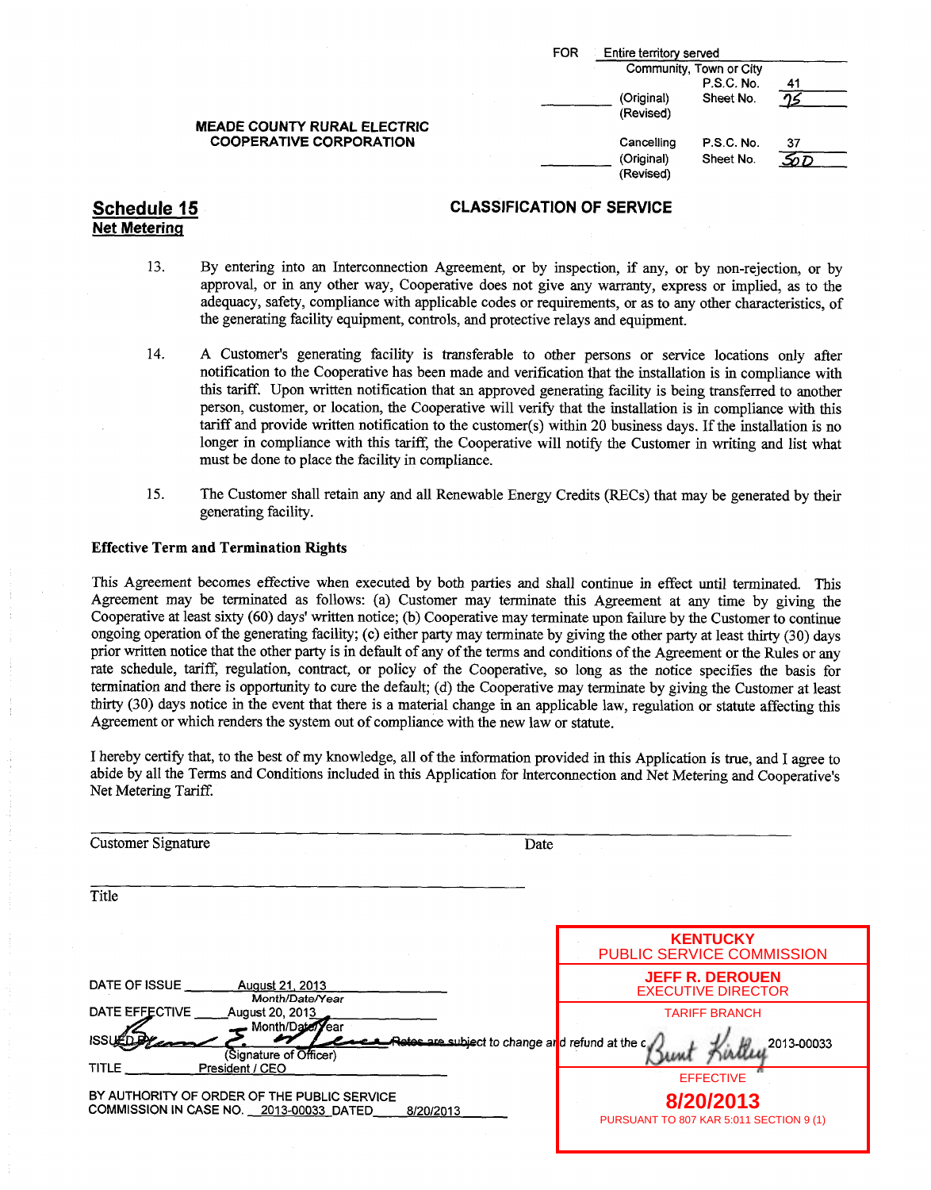FOR Entire territory served
Community, Town or City
P.S.C. No. 41
(Original) Sheet No. 75
(Revised)

**MEADE COUNTY RURAL ELECTRIC COOPERATIVE CORPORATION**

Cancelling P.S.C. No. 37
(Original) Sheet No. 50D
(Revised)

## Schedule 15
**Net Metering**

**CLASSIFICATION OF SERVICE**

13. By entering into an Interconnection Agreement, or by inspection, if any, or by non-rejection, or by approval, or in any other way, Cooperative does not give any warranty, express or implied, as to the adequacy, safety, compliance with applicable codes or requirements, or as to any other characteristics, of the generating facility equipment, controls, and protective relays and equipment.

14. A Customer's generating facility is transferable to other persons or service locations only after notification to the Cooperative has been made and verification that the installation is in compliance with this tariff. Upon written notification that an approved generating facility is being transferred to another person, customer, or location, the Cooperative will verify that the installation is in compliance with this tariff and provide written notification to the customer(s) within 20 business days. If the installation is no longer in compliance with this tariff, the Cooperative will notify the Customer in writing and list what must be done to place the facility in compliance.

15. The Customer shall retain any and all Renewable Energy Credits (RECs) that may be generated by their generating facility.

**Effective Term and Termination Rights**

This Agreement becomes effective when executed by both parties and shall continue in effect until terminated. This Agreement may be terminated as follows: (a) Customer may terminate this Agreement at any time by giving the Cooperative at least sixty (60) days' written notice; (b) Cooperative may terminate upon failure by the Customer to continue ongoing operation of the generating facility; (c) either party may terminate by giving the other party at least thirty (30) days prior written notice that the other party is in default of any of the terms and conditions of the Agreement or the Rules or any rate schedule, tariff, regulation, contract, or policy of the Cooperative, so long as the notice specifies the basis for termination and there is opportunity to cure the default; (d) the Cooperative may terminate by giving the Customer at least thirty (30) days notice in the event that there is a material change in an applicable law, regulation or statute affecting this Agreement or which renders the system out of compliance with the new law or statute.

I hereby certify that, to the best of my knowledge, all of the information provided in this Application is true, and I agree to abide by all the Terms and Conditions included in this Application for Interconnection and Net Metering and Cooperative's Net Metering Tariff.

Customer Signature _______________ Date _______________

Title _______________

DATE OF ISSUE August 21, 2013
Month/Date/Year

DATE EFFECTIVE August 20, 2013
Month/Date/Year

ISSUED BY [signature]
(Signature of Officer)

TITLE President / CEO

Rates are subject to change and refund at the c... 2013-00033

BY AUTHORITY OF ORDER OF THE PUBLIC SERVICE COMMISSION IN CASE NO. 2013-00033 DATED 8/20/2013

KENTUCKY
PUBLIC SERVICE COMMISSION
JEFF R. DEROUEN
EXECUTIVE DIRECTOR
TARIFF BRANCH
[signature: Bunt Kirtley]
EFFECTIVE
**8/20/2013**
PURSUANT TO 807 KAR 5:011 SECTION 9 (1)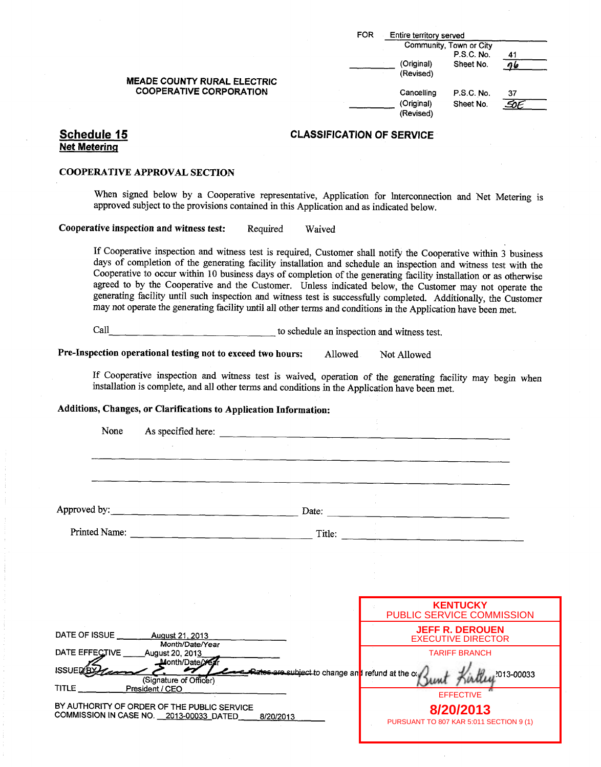FOR Entire territory served
Community, Town or City

| | P.S.C. No. | 41 |
|---|---|---|
| (Original) (Revised) | Sheet No. | 96 |
| Cancelling (Original) (Revised) | P.S.C. No. | 37 |
| | Sheet No. | 50E |

**MEADE COUNTY RURAL ELECTRIC COOPERATIVE CORPORATION**

## Schedule 15
**Net Metering**

## CLASSIFICATION OF SERVICE

### COOPERATIVE APPROVAL SECTION

When signed below by a Cooperative representative, Application for Interconnection and Net Metering is approved subject to the provisions contained in this Application and as indicated below.

**Cooperative inspection and witness test:** Required Waived

If Cooperative inspection and witness test is required, Customer shall notify the Cooperative within 3 business days of completion of the generating facility installation and schedule an inspection and witness test with the Cooperative to occur within 10 business days of completion of the generating facility installation or as otherwise agreed to by the Cooperative and the Customer. Unless indicated below, the Customer may not operate the generating facility until such inspection and witness test is successfully completed. Additionally, the Customer may not operate the generating facility until all other terms and conditions in the Application have been met.

Call ______________________________ to schedule an inspection and witness test.

**Pre-Inspection operational testing not to exceed two hours:** Allowed Not Allowed

If Cooperative inspection and witness test is waived, operation of the generating facility may begin when installation is complete, and all other terms and conditions in the Application have been met.

**Additions, Changes, or Clarifications to Application Information:**

None As specified here: ______________________________

______________________________

______________________________

Approved by: ______________________________ Date: ______________________________

Printed Name: ______________________________ Title: ______________________________

DATE OF ISSUE August 21, 2013
Month/Date/Year

DATE EFFECTIVE August 20, 2013
Month/Date/Year

ISSUED BY [signature]
(Signature of Officer)

TITLE President / CEO

BY AUTHORITY OF ORDER OF THE PUBLIC SERVICE COMMISSION IN CASE NO. 2013-00033 DATED 8/20/2013

Rates are subject to change and refund at the c... 2013-00033

KENTUCKY
PUBLIC SERVICE COMMISSION
JEFF R. DEROUEN
EXECUTIVE DIRECTOR
TARIFF BRANCH
[signature: Bunt Kirtley]
EFFECTIVE
**8/20/2013**
PURSUANT TO 807 KAR 5:011 SECTION 9 (1)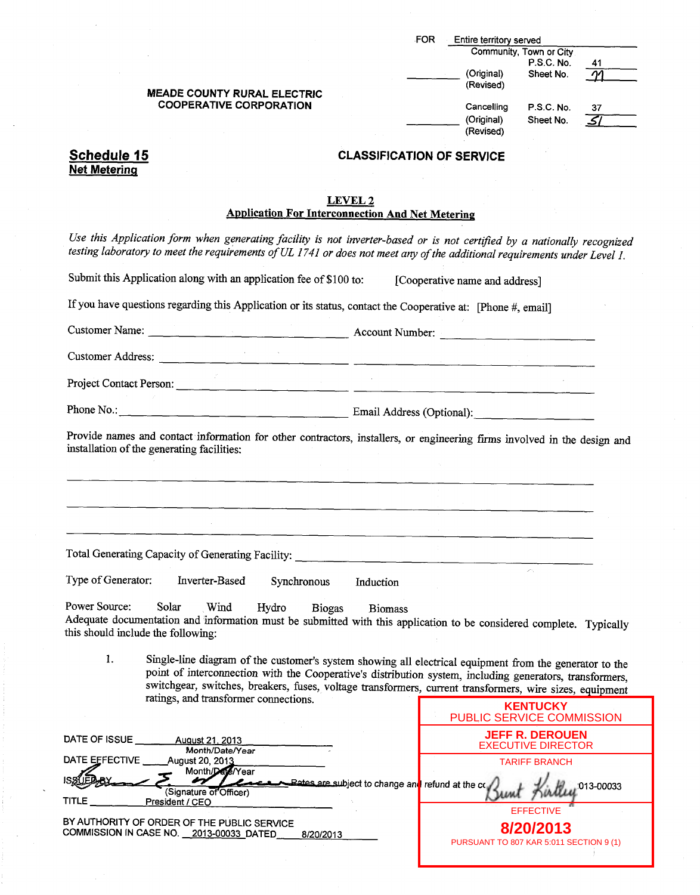FOR Entire territory served
Community, Town or City

P.S.C. No. 41
(Original) Sheet No. 71
(Revised)

**MEADE COUNTY RURAL ELECTRIC COOPERATIVE CORPORATION**

Cancelling P.S.C. No. 37
(Original) Sheet No. 51
(Revised)

## Schedule 15
**Net Metering**

## CLASSIFICATION OF SERVICE

### LEVEL 2
### Application For Interconnection And Net Metering

*Use this Application form when generating facility is not inverter-based or is not certified by a nationally recognized testing laboratory to meet the requirements of UL 1741 or does not meet any of the additional requirements under Level 1.*

Submit this Application along with an application fee of $100 to: [Cooperative name and address]

If you have questions regarding this Application or its status, contact the Cooperative at: [Phone #, email]

Customer Name: ______________________ Account Number: ______________________

Customer Address: ______________________ ______________________

Project Contact Person: ______________________ ______________________

Phone No.: ______________________ Email Address (Optional): ______________________

Provide names and contact information for other contractors, installers, or engineering firms involved in the design and installation of the generating facilities:

______________________________________________

______________________________________________

______________________________________________

Total Generating Capacity of Generating Facility: ______________________

Type of Generator: Inverter-Based Synchronous Induction

Power Source: Solar Wind Hydro Biogas Biomass

Adequate documentation and information must be submitted with this application to be considered complete. Typically this should include the following:

1. Single-line diagram of the customer's system showing all electrical equipment from the generator to the point of interconnection with the Cooperative's distribution system, including generators, transformers, switchgear, switches, breakers, fuses, voltage transformers, current transformers, wire sizes, equipment ratings, and transformer connections.

DATE OF ISSUE August 21, 2013
Month/Date/Year

DATE EFFECTIVE August 20, 2013
Month/Date/Year

ISSUED BY (Signature of Officer)

TITLE President / CEO

BY AUTHORITY OF ORDER OF THE PUBLIC SERVICE COMMISSION IN CASE NO. 2013-00033 DATED 8/20/2013

Rates are subject to change and refund at the conclusion of Case No. 2013-00033

KENTUCKY
PUBLIC SERVICE COMMISSION
JEFF R. DEROUEN
EXECUTIVE DIRECTOR
TARIFF BRANCH
EFFECTIVE
8/20/2013
PURSUANT TO 807 KAR 5:011 SECTION 9 (1)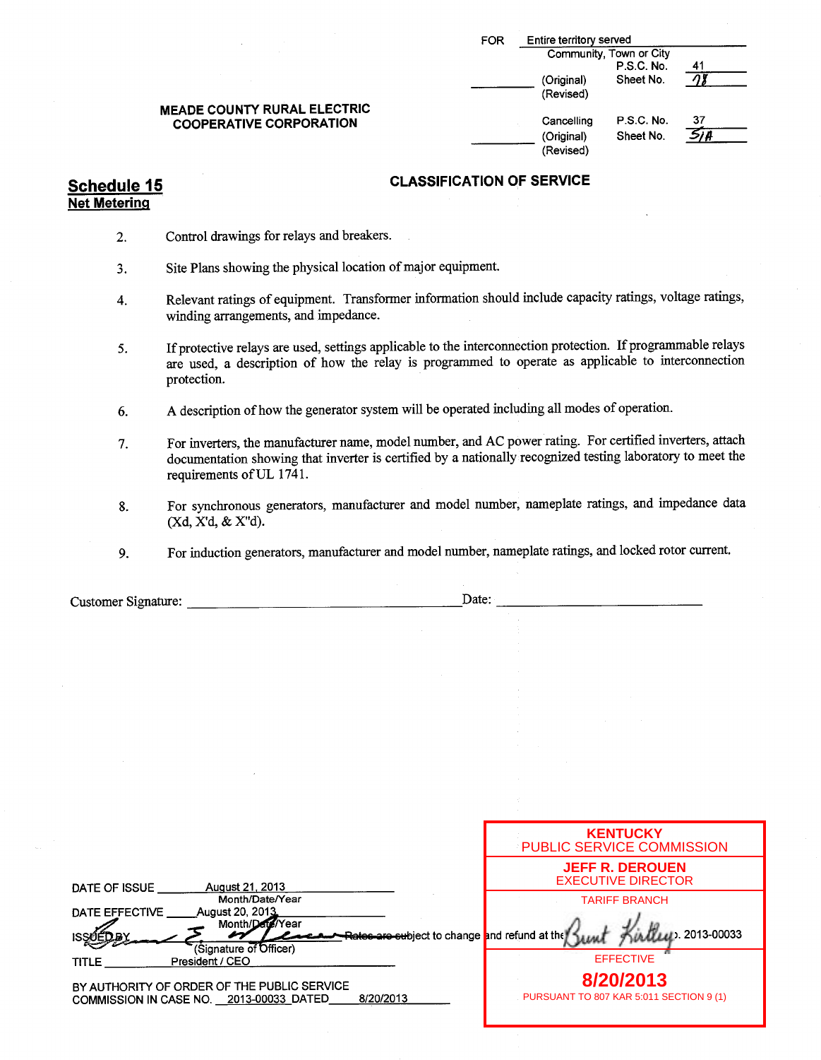FOR Entire territory served
Community, Town or City
P.S.C. No. 41
(Original) Sheet No. 71
(Revised)

**MEADE COUNTY RURAL ELECTRIC COOPERATIVE CORPORATION**

Cancelling P.S.C. No. 37
(Original) Sheet No. 51A
(Revised)

## Schedule 15
**Net Metering**

**CLASSIFICATION OF SERVICE**

2. Control drawings for relays and breakers.

3. Site Plans showing the physical location of major equipment.

4. Relevant ratings of equipment. Transformer information should include capacity ratings, voltage ratings, winding arrangements, and impedance.

5. If protective relays are used, settings applicable to the interconnection protection. If programmable relays are used, a description of how the relay is programmed to operate as applicable to interconnection protection.

6. A description of how the generator system will be operated including all modes of operation.

7. For inverters, the manufacturer name, model number, and AC power rating. For certified inverters, attach documentation showing that inverter is certified by a nationally recognized testing laboratory to meet the requirements of UL 1741.

8. For synchronous generators, manufacturer and model number, nameplate ratings, and impedance data (Xd, X'd, & X"d).

9. For induction generators, manufacturer and model number, nameplate ratings, and locked rotor current.

Customer Signature: ______________________ Date: ______________________

DATE OF ISSUE August 21, 2013
Month/Date/Year
DATE EFFECTIVE August 20, 2013
Month/Date/Year
ISSUED BY (Signature of Officer) ~~Rates are subject to change~~ and refund at the ... 2013-00033
TITLE President / CEO

BY AUTHORITY OF ORDER OF THE PUBLIC SERVICE COMMISSION IN CASE NO. 2013-00033 DATED 8/20/2013

KENTUCKY
PUBLIC SERVICE COMMISSION
JEFF R. DEROUEN
EXECUTIVE DIRECTOR
TARIFF BRANCH
EFFECTIVE
8/20/2013
PURSUANT TO 807 KAR 5:011 SECTION 9 (1)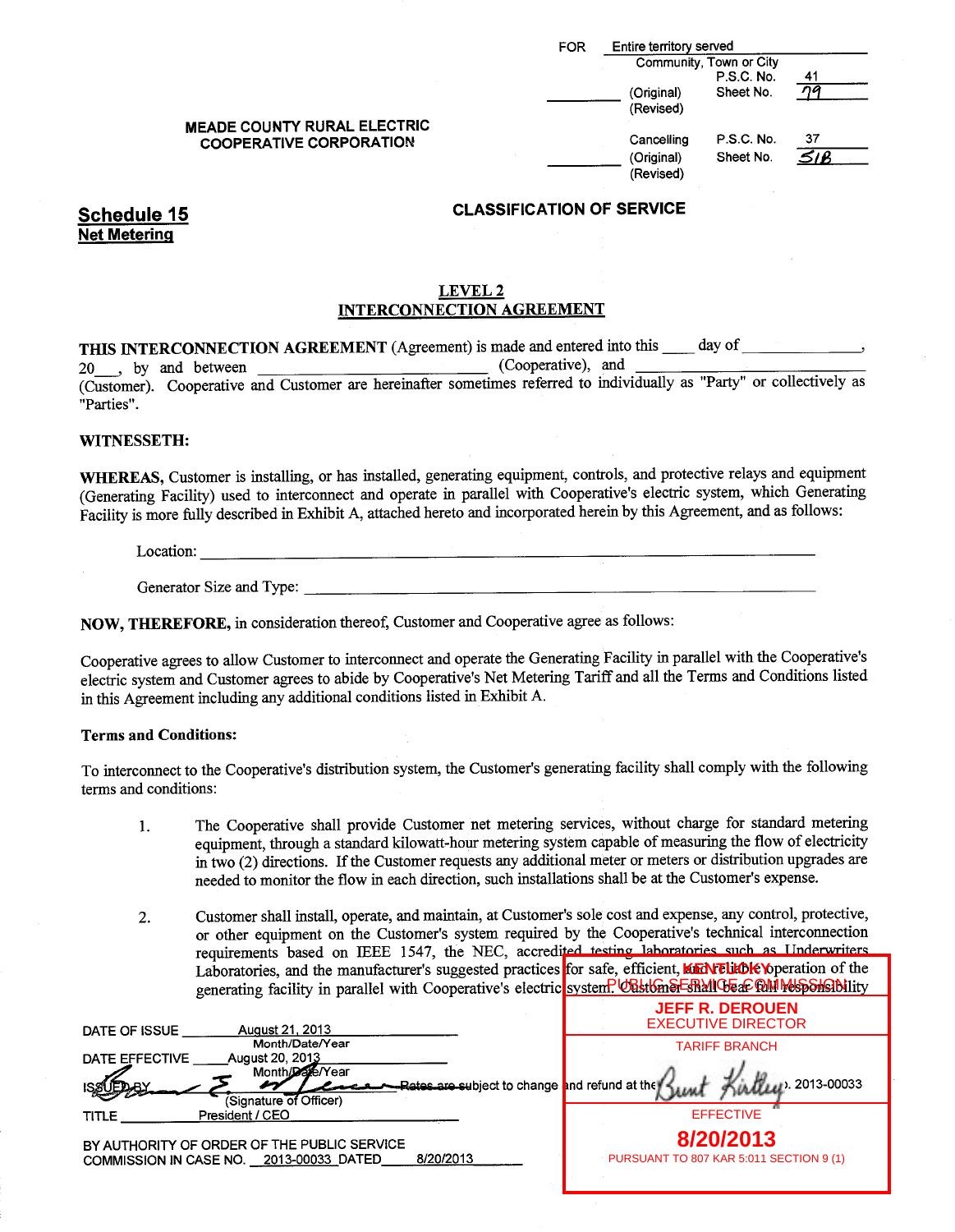FOR Entire territory served
Community, Town or City
P.S.C. No. 41
(Original) Sheet No. 79
(Revised)

**MEADE COUNTY RURAL ELECTRIC COOPERATIVE CORPORATION**

Cancelling P.S.C. No. 37
(Original) Sheet No. 51B
(Revised)

**Schedule 15**
**Net Metering**

**CLASSIFICATION OF SERVICE**

**LEVEL 2**
**INTERCONNECTION AGREEMENT**

**THIS INTERCONNECTION AGREEMENT** (Agreement) is made and entered into this ____ day of ______________, 20___, by and between ____________________________ (Cooperative), and ____________________________ (Customer). Cooperative and Customer are hereinafter sometimes referred to individually as "Party" or collectively as "Parties".

**WITNESSETH:**

**WHEREAS,** Customer is installing, or has installed, generating equipment, controls, and protective relays and equipment (Generating Facility) used to interconnect and operate in parallel with Cooperative's electric system, which Generating Facility is more fully described in Exhibit A, attached hereto and incorporated herein by this Agreement, and as follows:

Location: ____________________________________________________________

Generator Size and Type: ______________________________________________

**NOW, THEREFORE,** in consideration thereof, Customer and Cooperative agree as follows:

Cooperative agrees to allow Customer to interconnect and operate the Generating Facility in parallel with the Cooperative's electric system and Customer agrees to abide by Cooperative's Net Metering Tariff and all the Terms and Conditions listed in this Agreement including any additional conditions listed in Exhibit A.

**Terms and Conditions:**

To interconnect to the Cooperative's distribution system, the Customer's generating facility shall comply with the following terms and conditions:

1. The Cooperative shall provide Customer net metering services, without charge for standard metering equipment, through a standard kilowatt-hour metering system capable of measuring the flow of electricity in two (2) directions. If the Customer requests any additional meter or meters or distribution upgrades are needed to monitor the flow in each direction, such installations shall be at the Customer's expense.

2. Customer shall install, operate, and maintain, at Customer's sole cost and expense, any control, protective, or other equipment on the Customer's system required by the Cooperative's technical interconnection requirements based on IEEE 1547, the NEC, accredited testing laboratories such as Underwriters Laboratories, and the manufacturer's suggested practices for safe, efficient, and reliable operation of the generating facility in parallel with Cooperative's electric system. Customer shall bear full responsibility

DATE OF ISSUE August 21, 2013
Month/Date/Year

DATE EFFECTIVE August 20, 2013
Month/Date/Year

ISSUED BY (Signature of Officer)

TITLE President / CEO

BY AUTHORITY OF ORDER OF THE PUBLIC SERVICE COMMISSION IN CASE NO. 2013-00033 DATED 8/20/2013

Rates are subject to change and refund at the ... 2013-00033

KENTUCKY PUBLIC SERVICE COMMISSION
JEFF R. DEROUEN
EXECUTIVE DIRECTOR
TARIFF BRANCH
EFFECTIVE
**8/20/2013**
PURSUANT TO 807 KAR 5:011 SECTION 9 (1)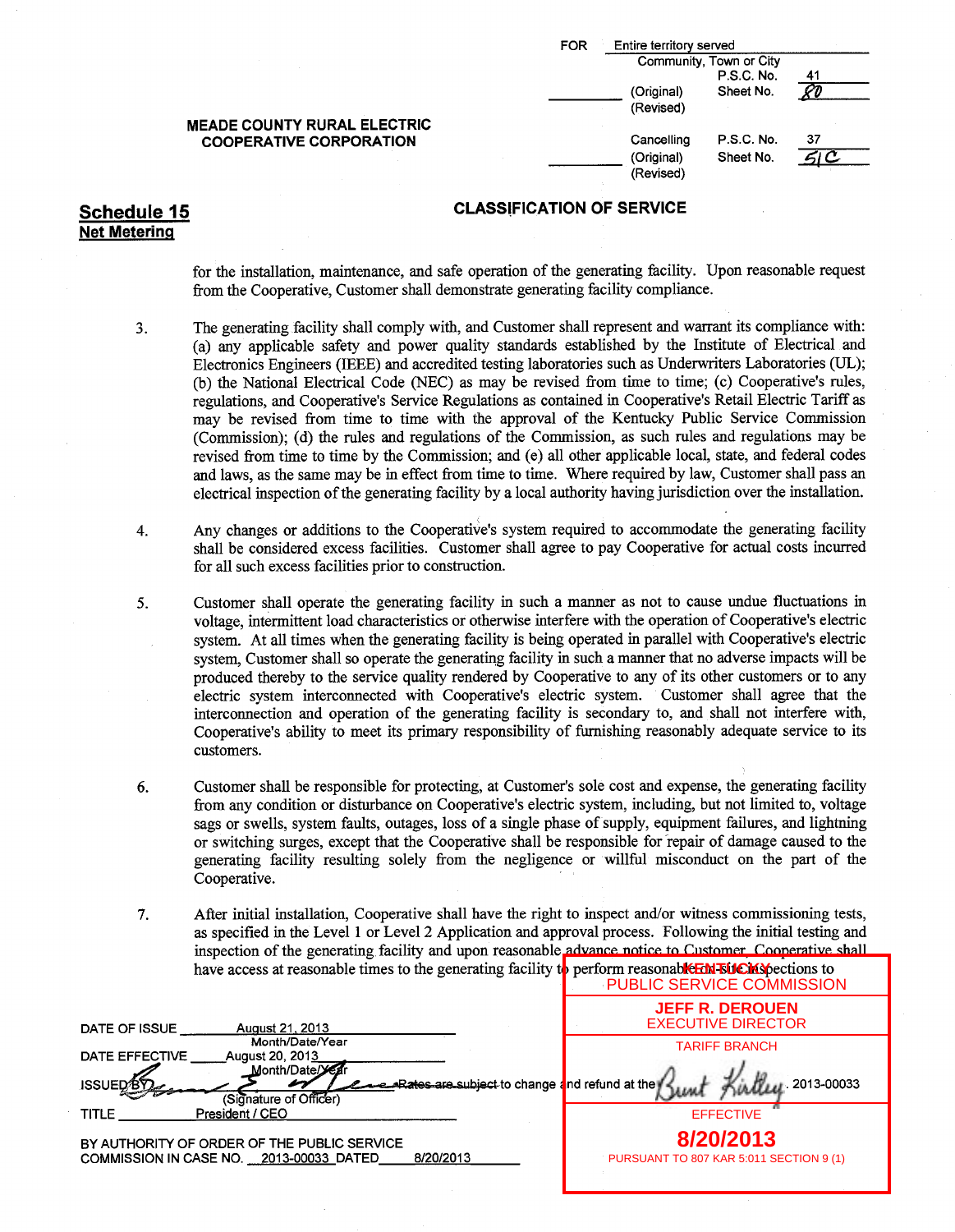FOR Entire territory served
Community, Town or City

| | | P.S.C. No. | 41 |
|---|---|---|---|
| | (Original) | Sheet No. | 80 |
| | (Revised) | | |

**MEADE COUNTY RURAL ELECTRIC COOPERATIVE CORPORATION**

| | Cancelling | P.S.C. No. | 37 |
|---|---|---|---|
| | (Original) | Sheet No. | 51C |
| | (Revised) | | |

## Schedule 15
## Net Metering

### CLASSIFICATION OF SERVICE

for the installation, maintenance, and safe operation of the generating facility. Upon reasonable request from the Cooperative, Customer shall demonstrate generating facility compliance.

3. The generating facility shall comply with, and Customer shall represent and warrant its compliance with: (a) any applicable safety and power quality standards established by the Institute of Electrical and Electronics Engineers (IEEE) and accredited testing laboratories such as Underwriters Laboratories (UL); (b) the National Electrical Code (NEC) as may be revised from time to time; (c) Cooperative's rules, regulations, and Cooperative's Service Regulations as contained in Cooperative's Retail Electric Tariff as may be revised from time to time with the approval of the Kentucky Public Service Commission (Commission); (d) the rules and regulations of the Commission, as such rules and regulations may be revised from time to time by the Commission; and (e) all other applicable local, state, and federal codes and laws, as the same may be in effect from time to time. Where required by law, Customer shall pass an electrical inspection of the generating facility by a local authority having jurisdiction over the installation.

4. Any changes or additions to the Cooperative's system required to accommodate the generating facility shall be considered excess facilities. Customer shall agree to pay Cooperative for actual costs incurred for all such excess facilities prior to construction.

5. Customer shall operate the generating facility in such a manner as not to cause undue fluctuations in voltage, intermittent load characteristics or otherwise interfere with the operation of Cooperative's electric system. At all times when the generating facility is being operated in parallel with Cooperative's electric system, Customer shall so operate the generating facility in such a manner that no adverse impacts will be produced thereby to the service quality rendered by Cooperative to any of its other customers or to any electric system interconnected with Cooperative's electric system. Customer shall agree that the interconnection and operation of the generating facility is secondary to, and shall not interfere with, Cooperative's ability to meet its primary responsibility of furnishing reasonably adequate service to its customers.

6. Customer shall be responsible for protecting, at Customer's sole cost and expense, the generating facility from any condition or disturbance on Cooperative's electric system, including, but not limited to, voltage sags or swells, system faults, outages, loss of a single phase of supply, equipment failures, and lightning or switching surges, except that the Cooperative shall be responsible for repair of damage caused to the generating facility resulting solely from the negligence or willful misconduct on the part of the Cooperative.

7. After initial installation, Cooperative shall have the right to inspect and/or witness commissioning tests, as specified in the Level 1 or Level 2 Application and approval process. Following the initial testing and inspection of the generating facility and upon reasonable advance notice to Customer, Cooperative shall have access at reasonable times to the generating facility to perform reasonable inspections to

DATE OF ISSUE August 21, 2013 (Month/Date/Year)

DATE EFFECTIVE August 20, 2013 (Month/Date/Year)

ISSUED BY (Signature of Officer) Rates are subject to change and refund at the ... 2013-00033

TITLE President / CEO

BY AUTHORITY OF ORDER OF THE PUBLIC SERVICE COMMISSION IN CASE NO. 2013-00033 DATED 8/20/2013

KENTUCKY PUBLIC SERVICE COMMISSION
JEFF R. DEROUEN
EXECUTIVE DIRECTOR
TARIFF BRANCH
EFFECTIVE
8/20/2013
PURSUANT TO 807 KAR 5:011 SECTION 9 (1)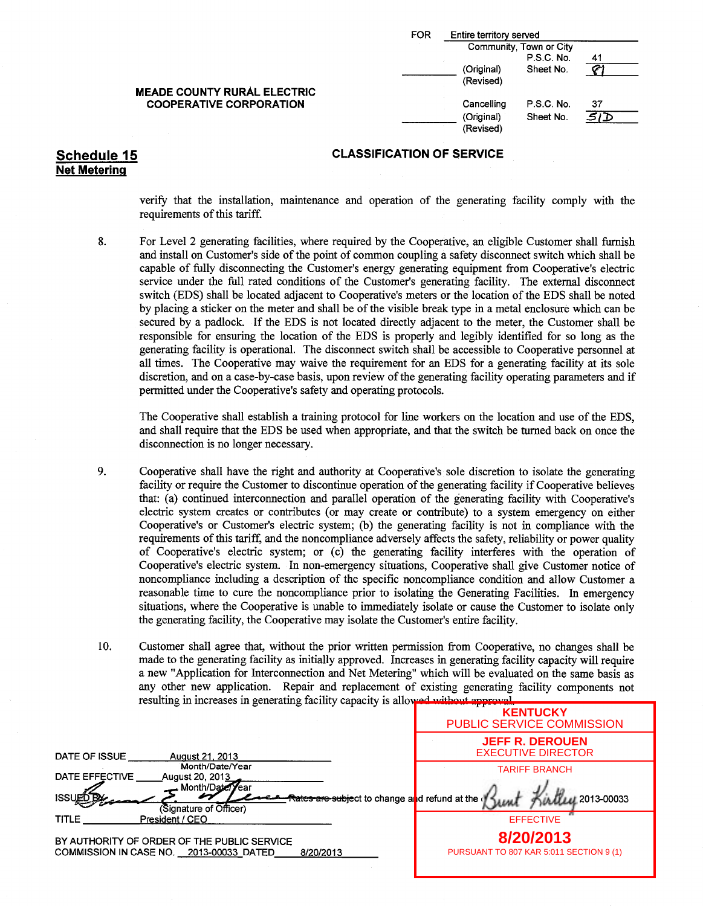FOR Entire territory served
Community, Town or City
P.S.C. No. 41
(Original) Sheet No. 81
(Revised)

**MEADE COUNTY RURAL ELECTRIC COOPERATIVE CORPORATION**

Cancelling P.S.C. No. 37
(Original) Sheet No. 51D
(Revised)

## Schedule 15
**Net Metering**

### CLASSIFICATION OF SERVICE

verify that the installation, maintenance and operation of the generating facility comply with the requirements of this tariff.

8. For Level 2 generating facilities, where required by the Cooperative, an eligible Customer shall furnish and install on Customer's side of the point of common coupling a safety disconnect switch which shall be capable of fully disconnecting the Customer's energy generating equipment from Cooperative's electric service under the full rated conditions of the Customer's generating facility. The external disconnect switch (EDS) shall be located adjacent to Cooperative's meters or the location of the EDS shall be noted by placing a sticker on the meter and shall be of the visible break type in a metal enclosure which can be secured by a padlock. If the EDS is not located directly adjacent to the meter, the Customer shall be responsible for ensuring the location of the EDS is properly and legibly identified for so long as the generating facility is operational. The disconnect switch shall be accessible to Cooperative personnel at all times. The Cooperative may waive the requirement for an EDS for a generating facility at its sole discretion, and on a case-by-case basis, upon review of the generating facility operating parameters and if permitted under the Cooperative's safety and operating protocols.

   The Cooperative shall establish a training protocol for line workers on the location and use of the EDS, and shall require that the EDS be used when appropriate, and that the switch be turned back on once the disconnection is no longer necessary.

9. Cooperative shall have the right and authority at Cooperative's sole discretion to isolate the generating facility or require the Customer to discontinue operation of the generating facility if Cooperative believes that: (a) continued interconnection and parallel operation of the generating facility with Cooperative's electric system creates or contributes (or may create or contribute) to a system emergency on either Cooperative's or Customer's electric system; (b) the generating facility is not in compliance with the requirements of this tariff, and the noncompliance adversely affects the safety, reliability or power quality of Cooperative's electric system; or (c) the generating facility interferes with the operation of Cooperative's electric system. In non-emergency situations, Cooperative shall give Customer notice of noncompliance including a description of the specific noncompliance condition and allow Customer a reasonable time to cure the noncompliance prior to isolating the Generating Facilities. In emergency situations, where the Cooperative is unable to immediately isolate or cause the Customer to isolate only the generating facility, the Cooperative may isolate the Customer's entire facility.

10. Customer shall agree that, without the prior written permission from Cooperative, no changes shall be made to the generating facility as initially approved. Increases in generating facility capacity will require a new "Application for Interconnection and Net Metering" which will be evaluated on the same basis as any other new application. Repair and replacement of existing generating facility components not resulting in increases in generating facility capacity is allowed without approval.

DATE OF ISSUE August 21, 2013
Month/Date/Year

DATE EFFECTIVE August 20, 2013
Month/Date/Year

ISSUED BY (Signature of Officer)

TITLE President / CEO

BY AUTHORITY OF ORDER OF THE PUBLIC SERVICE COMMISSION IN CASE NO. 2013-00033 DATED 8/20/2013

Rates are subject to change and refund at the ... 2013-00033

KENTUCKY PUBLIC SERVICE COMMISSION
JEFF R. DEROUEN
EXECUTIVE DIRECTOR
TARIFF BRANCH
EFFECTIVE
**8/20/2013**
PURSUANT TO 807 KAR 5:011 SECTION 9 (1)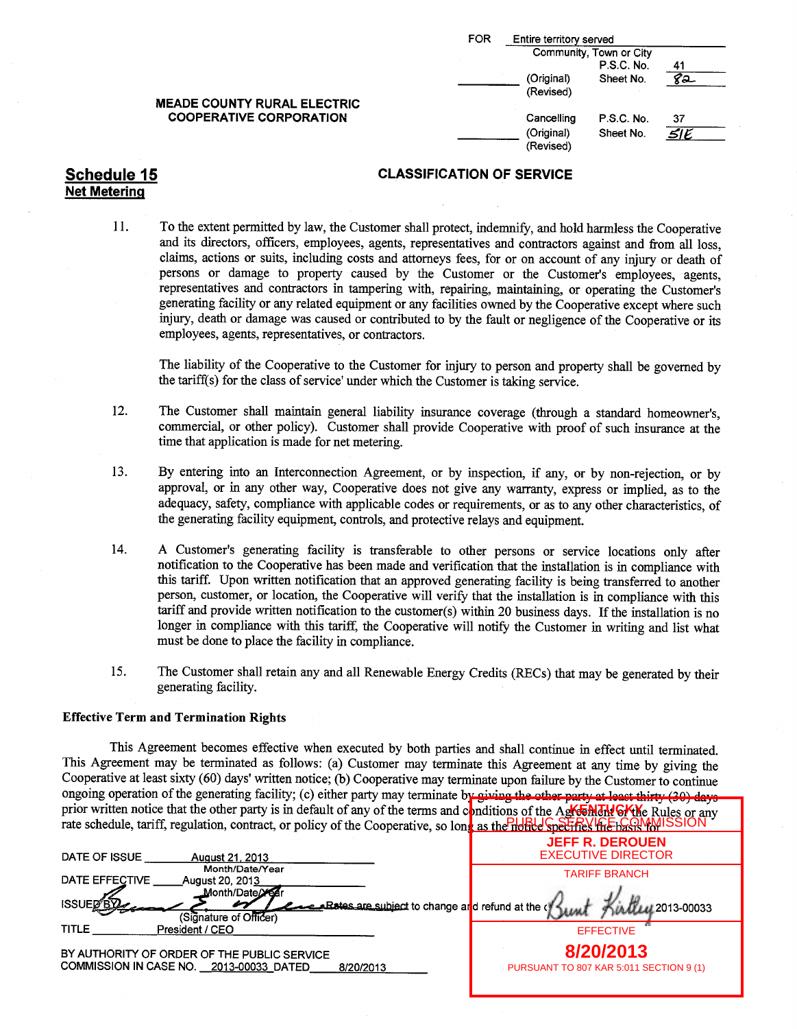FOR Entire territory served
Community, Town or City
P.S.C. No. 41
(Original) Sheet No. 82
(Revised)

**MEADE COUNTY RURAL ELECTRIC COOPERATIVE CORPORATION**

Cancelling P.S.C. No. 37
(Original) Sheet No. 51E
(Revised)

## Schedule 15
**Net Metering**

### CLASSIFICATION OF SERVICE

11. To the extent permitted by law, the Customer shall protect, indemnify, and hold harmless the Cooperative and its directors, officers, employees, agents, representatives and contractors against and from all loss, claims, actions or suits, including costs and attorneys fees, for or on account of any injury or death of persons or damage to property caused by the Customer or the Customer's employees, agents, representatives and contractors in tampering with, repairing, maintaining, or operating the Customer's generating facility or any related equipment or any facilities owned by the Cooperative except where such injury, death or damage was caused or contributed to by the fault or negligence of the Cooperative or its employees, agents, representatives, or contractors.

    The liability of the Cooperative to the Customer for injury to person and property shall be governed by the tariff(s) for the class of service' under which the Customer is taking service.

12. The Customer shall maintain general liability insurance coverage (through a standard homeowner's, commercial, or other policy). Customer shall provide Cooperative with proof of such insurance at the time that application is made for net metering.

13. By entering into an Interconnection Agreement, or by inspection, if any, or by non-rejection, or by approval, or in any other way, Cooperative does not give any warranty, express or implied, as to the adequacy, safety, compliance with applicable codes or requirements, or as to any other characteristics, of the generating facility equipment, controls, and protective relays and equipment.

14. A Customer's generating facility is transferable to other persons or service locations only after notification to the Cooperative has been made and verification that the installation is in compliance with this tariff. Upon written notification that an approved generating facility is being transferred to another person, customer, or location, the Cooperative will verify that the installation is in compliance with this tariff and provide written notification to the customer(s) within 20 business days. If the installation is no longer in compliance with this tariff, the Cooperative will notify the Customer in writing and list what must be done to place the facility in compliance.

15. The Customer shall retain any and all Renewable Energy Credits (RECs) that may be generated by their generating facility.

**Effective Term and Termination Rights**

This Agreement becomes effective when executed by both parties and shall continue in effect until terminated. This Agreement may be terminated as follows: (a) Customer may terminate this Agreement at any time by giving the Cooperative at least sixty (60) days' written notice; (b) Cooperative may terminate upon failure by the Customer to continue ongoing operation of the generating facility; (c) either party may terminate by giving the other party at least thirty (30) days prior written notice that the other party is in default of any of the terms and conditions of the Agreement or the Rules or any rate schedule, tariff, regulation, contract, or policy of the Cooperative, so long as the notice specifies the basis for

DATE OF ISSUE August 21, 2013
Month/Date/Year
DATE EFFECTIVE August 20, 2013
Month/Date/Year
ISSUED BY (Signature of Officer)
TITLE President / CEO

Rates are subject to change and refund at the conclusion of Case No. 2013-00033

BY AUTHORITY OF ORDER OF THE PUBLIC SERVICE COMMISSION IN CASE NO. 2013-00033 DATED 8/20/2013

KENTUCKY PUBLIC SERVICE COMMISSION
JEFF R. DEROUEN
EXECUTIVE DIRECTOR
TARIFF BRANCH
Bunt Kirtley
EFFECTIVE
**8/20/2013**
PURSUANT TO 807 KAR 5:011 SECTION 9 (1)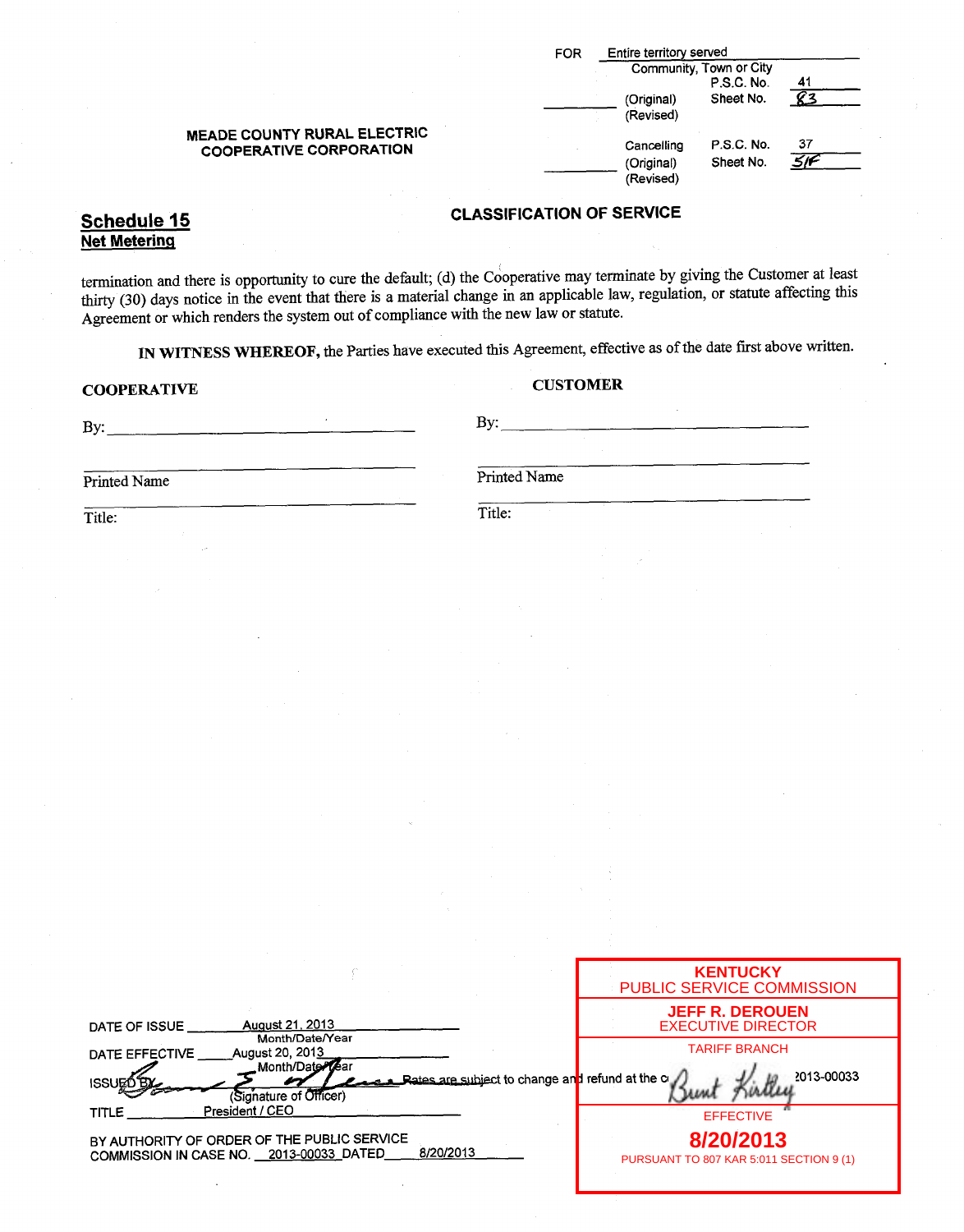FOR Entire territory served
Community, Town or City
P.S.C. No. 41
(Original) Sheet No. 83
(Revised)

MEADE COUNTY RURAL ELECTRIC COOPERATIVE CORPORATION

Cancelling P.S.C. No. 37
(Original) Sheet No. 51F
(Revised)

## Schedule 15
**Net Metering**

### CLASSIFICATION OF SERVICE

termination and there is opportunity to cure the default; (d) the Cooperative may terminate by giving the Customer at least thirty (30) days notice in the event that there is a material change in an applicable law, regulation, or statute affecting this Agreement or which renders the system out of compliance with the new law or statute.

**IN WITNESS WHEREOF,** the Parties have executed this Agreement, effective as of the date first above written.

| **COOPERATIVE** | **CUSTOMER** |
|---|---|
| By: ______________________ | By: ______________________ |
| Printed Name | Printed Name |
| Title: | Title: |

DATE OF ISSUE August 21, 2013
Month/Date/Year

DATE EFFECTIVE August 20, 2013
Month/Date/Year

ISSUED BY (Signature of Officer)

TITLE President / CEO

BY AUTHORITY OF ORDER OF THE PUBLIC SERVICE COMMISSION IN CASE NO. 2013-00033 DATED 8/20/2013

Rates are subject to change and refund at the c... 2013-00033

KENTUCKY
PUBLIC SERVICE COMMISSION
JEFF R. DEROUEN
EXECUTIVE DIRECTOR
TARIFF BRANCH
EFFECTIVE
**8/20/2013**
PURSUANT TO 807 KAR 5:011 SECTION 9 (1)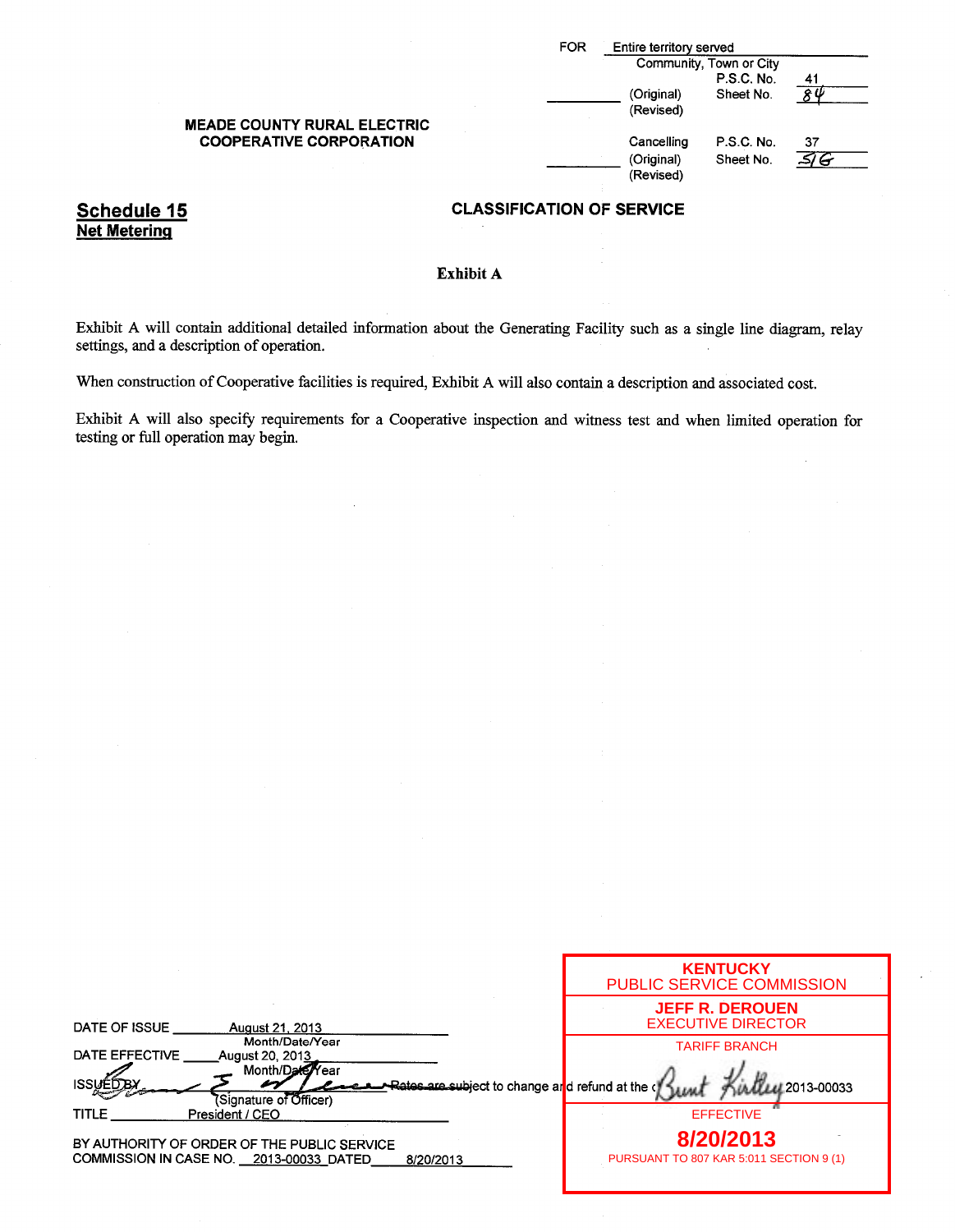FOR Entire territory served
Community, Town or City
P.S.C. No. 41
(Original) Sheet No. 84
(Revised)

**MEADE COUNTY RURAL ELECTRIC COOPERATIVE CORPORATION**

Cancelling P.S.C. No. 37
(Original) Sheet No. 51G
(Revised)

## Schedule 15
**Net Metering**

**CLASSIFICATION OF SERVICE**

### Exhibit A

Exhibit A will contain additional detailed information about the Generating Facility such as a single line diagram, relay settings, and a description of operation.

When construction of Cooperative facilities is required, Exhibit A will also contain a description and associated cost.

Exhibit A will also specify requirements for a Cooperative inspection and witness test and when limited operation for testing or full operation may begin.

DATE OF ISSUE August 21, 2013
Month/Date/Year
DATE EFFECTIVE August 20, 2013
Month/Date/Year
ISSUED BY (Signature of Officer)
TITLE President / CEO

Rates are subject to change and refund at the c...

BY AUTHORITY OF ORDER OF THE PUBLIC SERVICE COMMISSION IN CASE NO. 2013-00033 DATED 8/20/2013

KENTUCKY
PUBLIC SERVICE COMMISSION
JEFF R. DEROUEN
EXECUTIVE DIRECTOR
TARIFF BRANCH
Bunt Kirtley 2013-00033
EFFECTIVE
**8/20/2013**
PURSUANT TO 807 KAR 5:011 SECTION 9 (1)